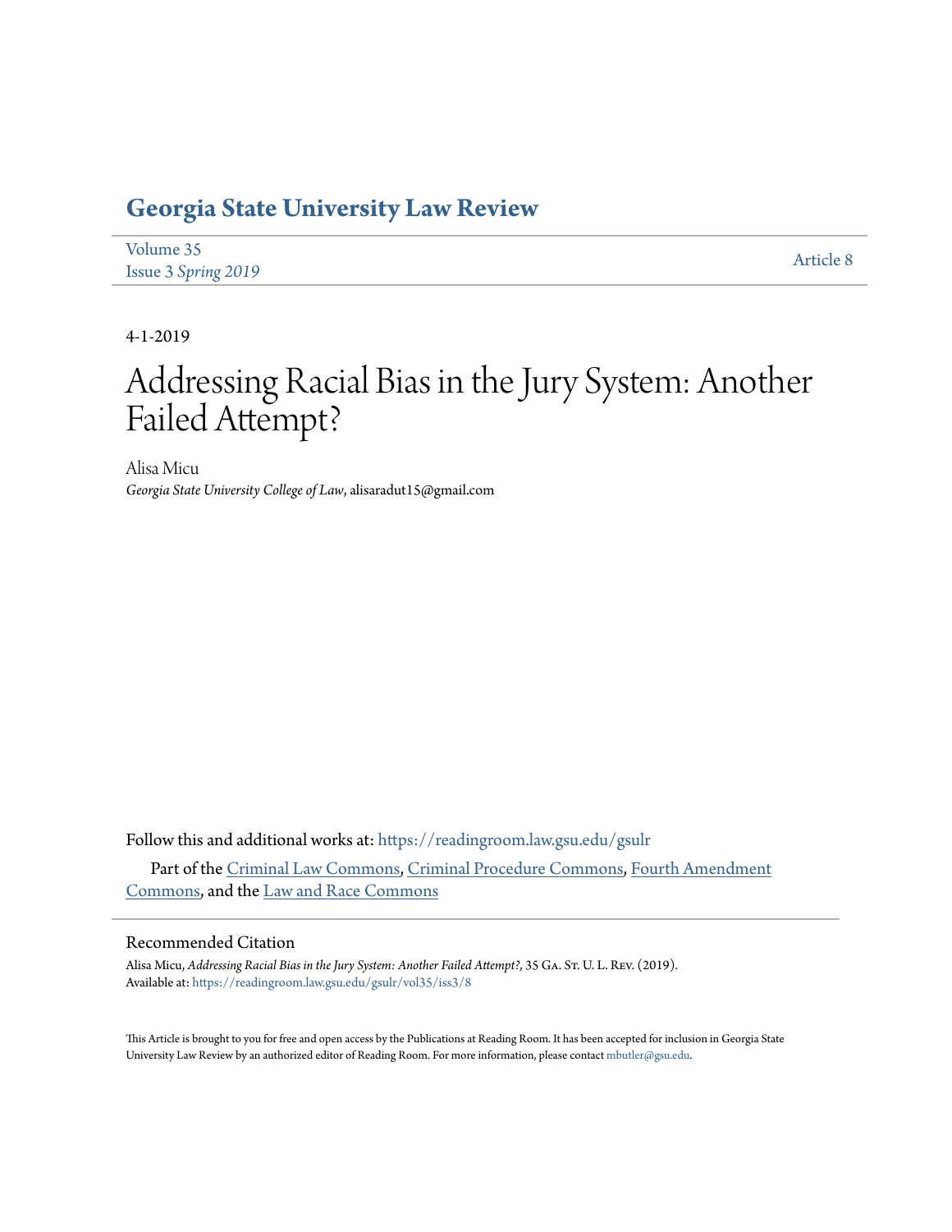# Georgia State University Law Review

Volume 35
Issue 3 *Spring 2019*

Article 8

4-1-2019

# Addressing Racial Bias in the Jury System: Another Failed Attempt?

Alisa Micu
*Georgia State University College of Law*, alisaradut15@gmail.com

Follow this and additional works at: https://readingroom.law.gsu.edu/gsulr

Part of the Criminal Law Commons, Criminal Procedure Commons, Fourth Amendment Commons, and the Law and Race Commons

## Recommended Citation

Alisa Micu, *Addressing Racial Bias in the Jury System: Another Failed Attempt?*, 35 GA. ST. U. L. REV. (2019).
Available at: https://readingroom.law.gsu.edu/gsulr/vol35/iss3/8

This Article is brought to you for free and open access by the Publications at Reading Room. It has been accepted for inclusion in Georgia State University Law Review by an authorized editor of Reading Room. For more information, please contact mbutler@gsu.edu.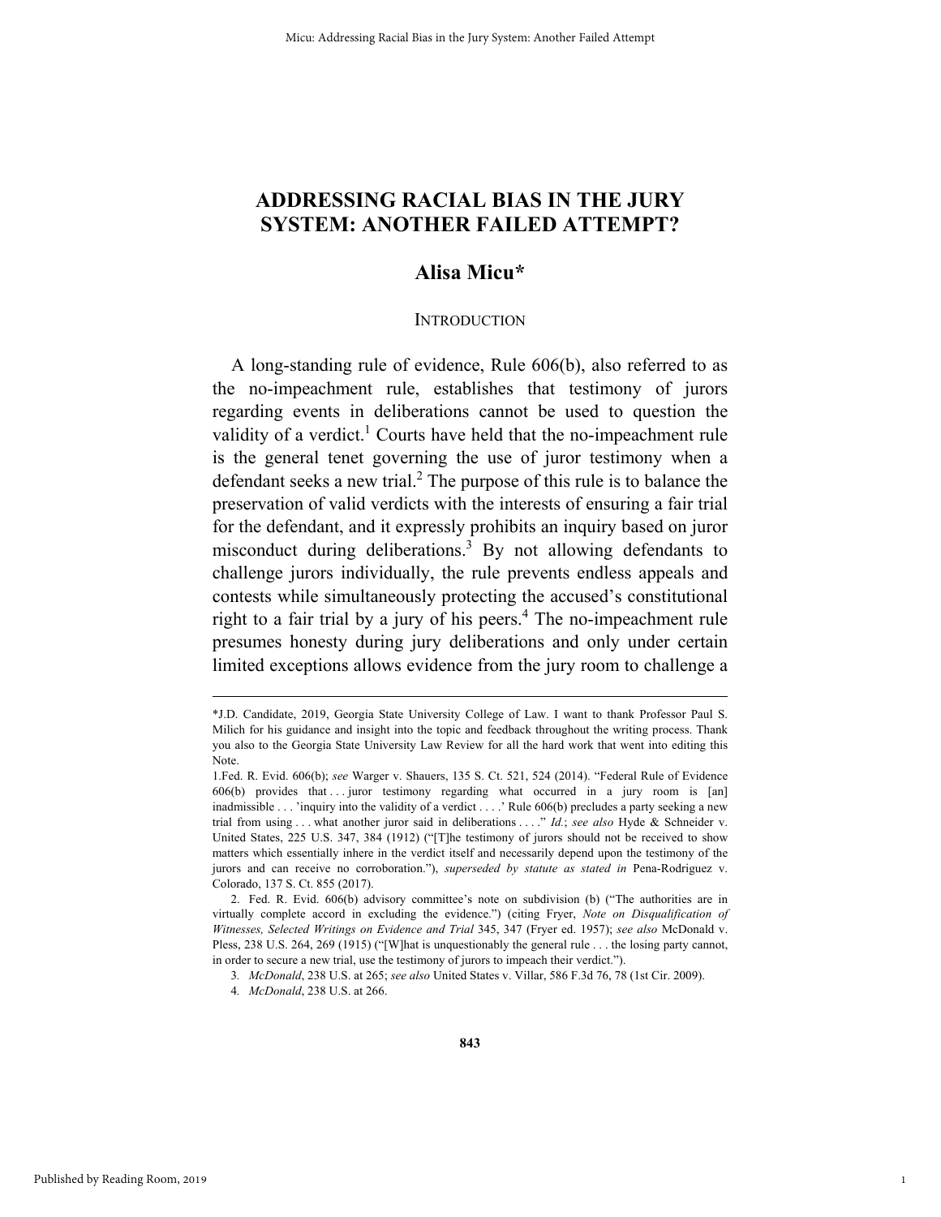# ADDRESSING RACIAL BIAS IN THE JURY SYSTEM: ANOTHER FAILED ATTEMPT?

## Alisa Micu*

### INTRODUCTION

A long-standing rule of evidence, Rule 606(b), also referred to as the no-impeachment rule, establishes that testimony of jurors regarding events in deliberations cannot be used to question the validity of a verdict.[1] Courts have held that the no-impeachment rule is the general tenet governing the use of juror testimony when a defendant seeks a new trial.[2] The purpose of this rule is to balance the preservation of valid verdicts with the interests of ensuring a fair trial for the defendant, and it expressly prohibits an inquiry based on juror misconduct during deliberations.[3] By not allowing defendants to challenge jurors individually, the rule prevents endless appeals and contests while simultaneously protecting the accused's constitutional right to a fair trial by a jury of his peers.[4] The no-impeachment rule presumes honesty during jury deliberations and only under certain limited exceptions allows evidence from the jury room to challenge a

---

*J.D. Candidate, 2019, Georgia State University College of Law. I want to thank Professor Paul S. Milich for his guidance and insight into the topic and feedback throughout the writing process. Thank you also to the Georgia State University Law Review for all the hard work that went into editing this Note.

1. Fed. R. Evid. 606(b); *see* Warger v. Shauers, 135 S. Ct. 521, 524 (2014). "Federal Rule of Evidence 606(b) provides that . . . juror testimony regarding what occurred in a jury room is [an] inadmissible . . . 'inquiry into the validity of a verdict . . . .' Rule 606(b) precludes a party seeking a new trial from using . . . what another juror said in deliberations . . . ." *Id.*; *see also* Hyde & Schneider v. United States, 225 U.S. 347, 384 (1912) ("[T]he testimony of jurors should not be received to show matters which essentially inhere in the verdict itself and necessarily depend upon the testimony of the jurors and can receive no corroboration."), *superseded by statute as stated in* Pena-Rodriguez v. Colorado, 137 S. Ct. 855 (2017).

2. Fed. R. Evid. 606(b) advisory committee's note on subdivision (b) ("The authorities are in virtually complete accord in excluding the evidence.") (citing Fryer, *Note on Disqualification of Witnesses, Selected Writings on Evidence and Trial* 345, 347 (Fryer ed. 1957); *see also* McDonald v. Pless, 238 U.S. 264, 269 (1915) ("[W]hat is unquestionably the general rule . . . the losing party cannot, in order to secure a new trial, use the testimony of jurors to impeach their verdict.").

3. *McDonald*, 238 U.S. at 265; *see also* United States v. Villar, 586 F.3d 76, 78 (1st Cir. 2009).

4. *McDonald*, 238 U.S. at 266.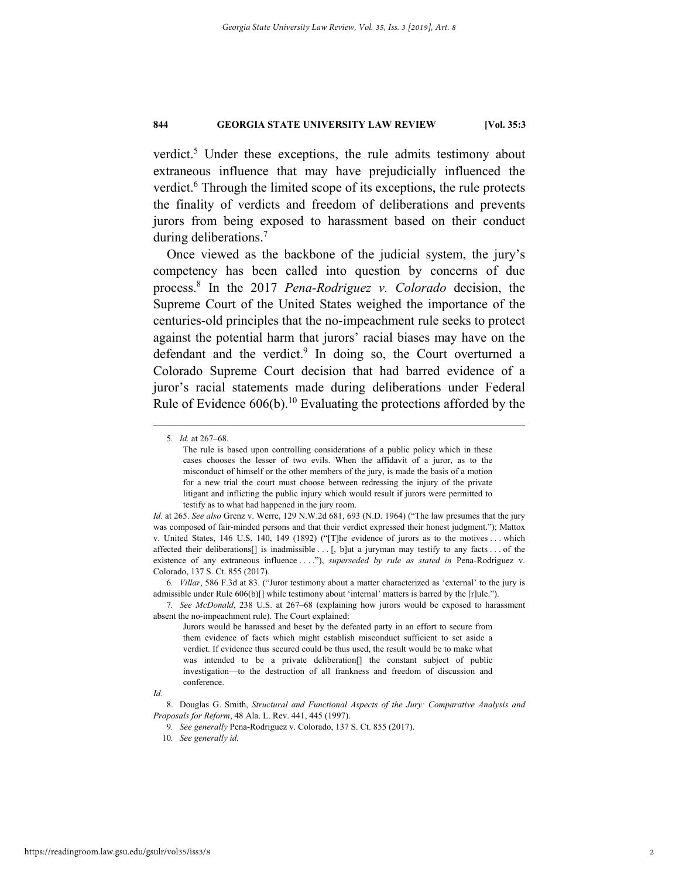verdict.[5] Under these exceptions, the rule admits testimony about extraneous influence that may have prejudicially influenced the verdict.[6] Through the limited scope of its exceptions, the rule protects the finality of verdicts and freedom of deliberations and prevents jurors from being exposed to harassment based on their conduct during deliberations.[7]

Once viewed as the backbone of the judicial system, the jury's competency has been called into question by concerns of due process.[8] In the 2017 *Pena-Rodriguez v. Colorado* decision, the Supreme Court of the United States weighed the importance of the centuries-old principles that the no-impeachment rule seeks to protect against the potential harm that jurors' racial biases may have on the defendant and the verdict.[9] In doing so, the Court overturned a Colorado Supreme Court decision that had barred evidence of a juror's racial statements made during deliberations under Federal Rule of Evidence 606(b).[10] Evaluating the protections afforded by the

---

5. *Id.* at 267–68.

> The rule is based upon controlling considerations of a public policy which in these cases chooses the lesser of two evils. When the affidavit of a juror, as to the misconduct of himself or the other members of the jury, is made the basis of a motion for a new trial the court must choose between redressing the injury of the private litigant and inflicting the public injury which would result if jurors were permitted to testify as to what had happened in the jury room.

*Id.* at 265. *See also* Grenz v. Werre, 129 N.W.2d 681, 693 (N.D. 1964) ("The law presumes that the jury was composed of fair-minded persons and that their verdict expressed their honest judgment."); Mattox v. United States, 146 U.S. 140, 149 (1892) ("[T]he evidence of jurors as to the motives . . . which affected their deliberations[] is inadmissible . . . [, b]ut a juryman may testify to any facts . . . of the existence of any extraneous influence . . . ."), *superseded by rule as stated in* Pena-Rodriguez v. Colorado, 137 S. Ct. 855 (2017).

6. *Villar*, 586 F.3d at 83. ("Juror testimony about a matter characterized as 'external' to the jury is admissible under Rule 606(b)[] while testimony about 'internal' matters is barred by the [r]ule.").

7. *See McDonald*, 238 U.S. at 267–68 (explaining how jurors would be exposed to harassment absent the no-impeachment rule). The Court explained:

> Jurors would be harassed and beset by the defeated party in an effort to secure from them evidence of facts which might establish misconduct sufficient to set aside a verdict. If evidence thus secured could be thus used, the result would be to make what was intended to be a private deliberation[] the constant subject of public investigation—to the destruction of all frankness and freedom of discussion and conference.

*Id.*

8. Douglas G. Smith, *Structural and Functional Aspects of the Jury: Comparative Analysis and Proposals for Reform*, 48 Ala. L. Rev. 441, 445 (1997).

9. *See generally* Pena-Rodriguez v. Colorado, 137 S. Ct. 855 (2017).

10. *See generally id.*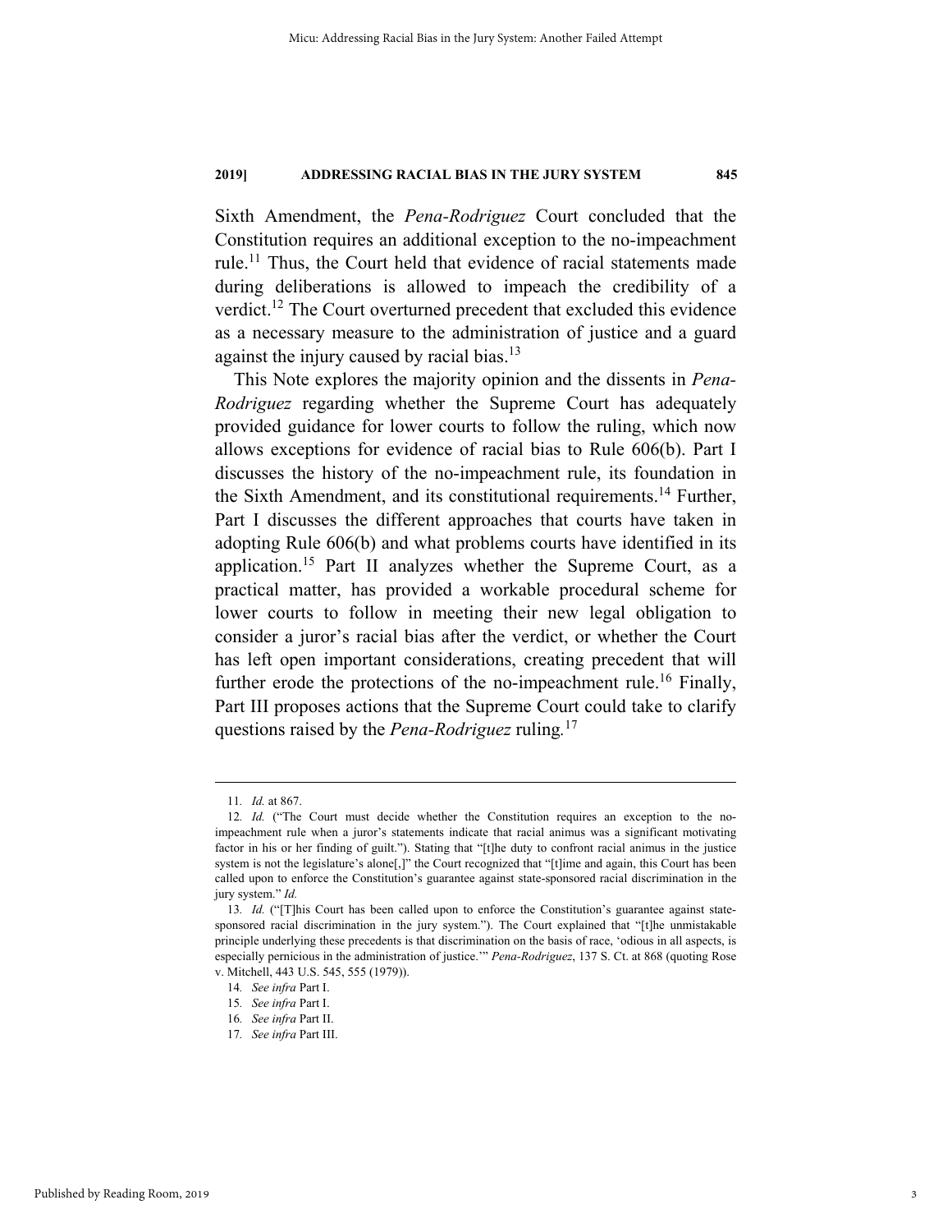Sixth Amendment, the *Pena-Rodriguez* Court concluded that the Constitution requires an additional exception to the no-impeachment rule.[11] Thus, the Court held that evidence of racial statements made during deliberations is allowed to impeach the credibility of a verdict.[12] The Court overturned precedent that excluded this evidence as a necessary measure to the administration of justice and a guard against the injury caused by racial bias.[13]

This Note explores the majority opinion and the dissents in *Pena-Rodriguez* regarding whether the Supreme Court has adequately provided guidance for lower courts to follow the ruling, which now allows exceptions for evidence of racial bias to Rule 606(b). Part I discusses the history of the no-impeachment rule, its foundation in the Sixth Amendment, and its constitutional requirements.[14] Further, Part I discusses the different approaches that courts have taken in adopting Rule 606(b) and what problems courts have identified in its application.[15] Part II analyzes whether the Supreme Court, as a practical matter, has provided a workable procedural scheme for lower courts to follow in meeting their new legal obligation to consider a juror's racial bias after the verdict, or whether the Court has left open important considerations, creating precedent that will further erode the protections of the no-impeachment rule.[16] Finally, Part III proposes actions that the Supreme Court could take to clarify questions raised by the *Pena-Rodriguez* ruling.[17]

---

11. *Id.* at 867.

12. *Id.* ("The Court must decide whether the Constitution requires an exception to the no-impeachment rule when a juror's statements indicate that racial animus was a significant motivating factor in his or her finding of guilt."). Stating that "[t]he duty to confront racial animus in the justice system is not the legislature's alone[,]" the Court recognized that "[t]ime and again, this Court has been called upon to enforce the Constitution's guarantee against state-sponsored racial discrimination in the jury system." *Id.*

13. *Id.* ("[T]his Court has been called upon to enforce the Constitution's guarantee against state-sponsored racial discrimination in the jury system."). The Court explained that "[t]he unmistakable principle underlying these precedents is that discrimination on the basis of race, 'odious in all aspects, is especially pernicious in the administration of justice.'" *Pena-Rodriguez*, 137 S. Ct. at 868 (quoting Rose v. Mitchell, 443 U.S. 545, 555 (1979)).

14. *See infra* Part I.

15. *See infra* Part I.

16. *See infra* Part II.

17. *See infra* Part III.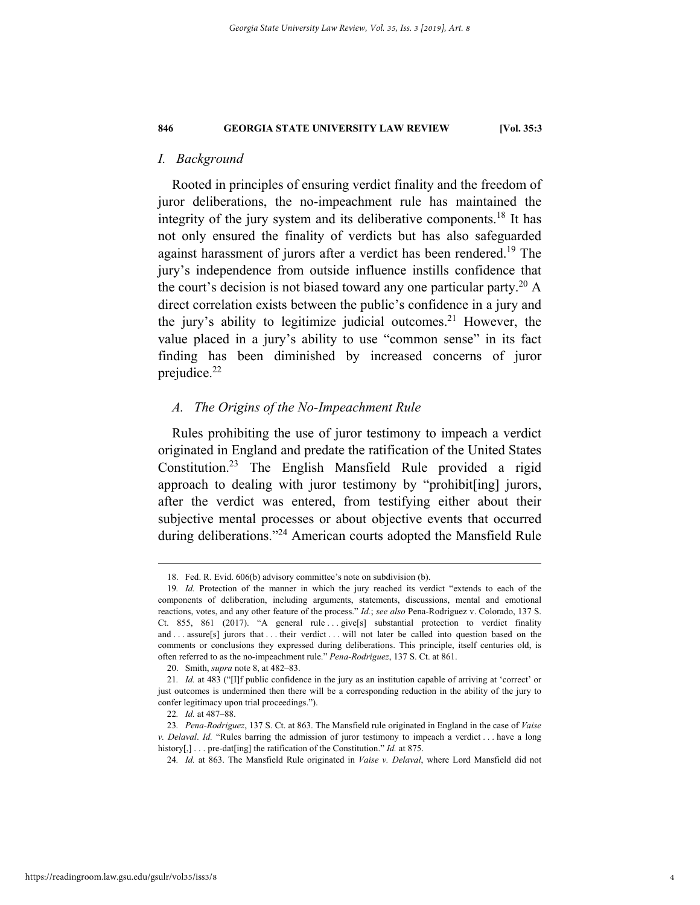## I. Background

Rooted in principles of ensuring verdict finality and the freedom of juror deliberations, the no-impeachment rule has maintained the integrity of the jury system and its deliberative components.[18] It has not only ensured the finality of verdicts but has also safeguarded against harassment of jurors after a verdict has been rendered.[19] The jury's independence from outside influence instills confidence that the court's decision is not biased toward any one particular party.[20] A direct correlation exists between the public's confidence in a jury and the jury's ability to legitimize judicial outcomes.[21] However, the value placed in a jury's ability to use "common sense" in its fact finding has been diminished by increased concerns of juror prejudice.[22]

### A. The Origins of the No-Impeachment Rule

Rules prohibiting the use of juror testimony to impeach a verdict originated in England and predate the ratification of the United States Constitution.[23] The English Mansfield Rule provided a rigid approach to dealing with juror testimony by "prohibit[ing] jurors, after the verdict was entered, from testifying either about their subjective mental processes or about objective events that occurred during deliberations."[24] American courts adopted the Mansfield Rule

---

18. Fed. R. Evid. 606(b) advisory committee's note on subdivision (b).

19. *Id.* Protection of the manner in which the jury reached its verdict "extends to each of the components of deliberation, including arguments, statements, discussions, mental and emotional reactions, votes, and any other feature of the process." *Id.*; *see also* Pena-Rodriguez v. Colorado, 137 S. Ct. 855, 861 (2017). "A general rule . . . give[s] substantial protection to verdict finality and . . . assure[s] jurors that . . . their verdict . . . will not later be called into question based on the comments or conclusions they expressed during deliberations. This principle, itself centuries old, is often referred to as the no-impeachment rule." *Pena-Rodriguez*, 137 S. Ct. at 861.

20. Smith, *supra* note 8, at 482–83.

21. *Id.* at 483 ("[I]f public confidence in the jury as an institution capable of arriving at 'correct' or just outcomes is undermined then there will be a corresponding reduction in the ability of the jury to confer legitimacy upon trial proceedings.").

22. *Id.* at 487–88.

23. *Pena-Rodriguez*, 137 S. Ct. at 863. The Mansfield rule originated in England in the case of *Vaise v. Delaval*. *Id.* "Rules barring the admission of juror testimony to impeach a verdict . . . have a long history[,] . . . pre-dat[ing] the ratification of the Constitution." *Id.* at 875.

24. *Id.* at 863. The Mansfield Rule originated in *Vaise v. Delaval*, where Lord Mansfield did not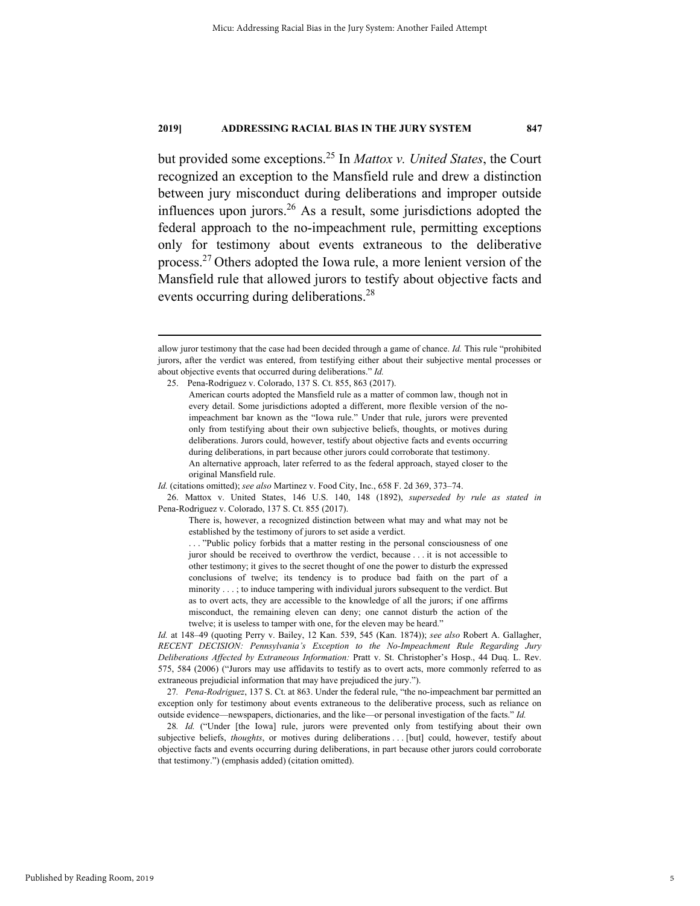but provided some exceptions.[25] In *Mattox v. United States*, the Court recognized an exception to the Mansfield rule and drew a distinction between jury misconduct during deliberations and improper outside influences upon jurors.[26] As a result, some jurisdictions adopted the federal approach to the no-impeachment rule, permitting exceptions only for testimony about events extraneous to the deliberative process.[27] Others adopted the Iowa rule, a more lenient version of the Mansfield rule that allowed jurors to testify about objective facts and events occurring during deliberations.[28]

---

allow juror testimony that the case had been decided through a game of chance. *Id.* This rule "prohibited jurors, after the verdict was entered, from testifying either about their subjective mental processes or about objective events that occurred during deliberations." *Id.*

25. Pena-Rodriguez v. Colorado, 137 S. Ct. 855, 863 (2017).

> American courts adopted the Mansfield rule as a matter of common law, though not in every detail. Some jurisdictions adopted a different, more flexible version of the no-impeachment bar known as the "Iowa rule." Under that rule, jurors were prevented only from testifying about their own subjective beliefs, thoughts, or motives during deliberations. Jurors could, however, testify about objective facts and events occurring during deliberations, in part because other jurors could corroborate that testimony.
>
> An alternative approach, later referred to as the federal approach, stayed closer to the original Mansfield rule.

*Id.* (citations omitted); *see also* Martinez v. Food City, Inc., 658 F. 2d 369, 373–74.

26. Mattox v. United States, 146 U.S. 140, 148 (1892), *superseded by rule as stated in* Pena-Rodriguez v. Colorado, 137 S. Ct. 855 (2017).

> There is, however, a recognized distinction between what may and what may not be established by the testimony of jurors to set aside a verdict.
>
> . . . "Public policy forbids that a matter resting in the personal consciousness of one juror should be received to overthrow the verdict, because . . . it is not accessible to other testimony; it gives to the secret thought of one the power to disturb the expressed conclusions of twelve; its tendency is to produce bad faith on the part of a minority . . . ; to induce tampering with individual jurors subsequent to the verdict. But as to overt acts, they are accessible to the knowledge of all the jurors; if one affirms misconduct, the remaining eleven can deny; one cannot disturb the action of the twelve; it is useless to tamper with one, for the eleven may be heard."

*Id.* at 148–49 (quoting Perry v. Bailey, 12 Kan. 539, 545 (Kan. 1874)); *see also* Robert A. Gallagher, *RECENT DECISION: Pennsylvania's Exception to the No-Impeachment Rule Regarding Jury Deliberations Affected by Extraneous Information:* Pratt v. St. Christopher's Hosp., 44 Duq. L. Rev. 575, 584 (2006) ("Jurors may use affidavits to testify as to overt acts, more commonly referred to as extraneous prejudicial information that may have prejudiced the jury.").

27. *Pena-Rodriguez*, 137 S. Ct. at 863. Under the federal rule, "the no-impeachment bar permitted an exception only for testimony about events extraneous to the deliberative process, such as reliance on outside evidence—newspapers, dictionaries, and the like—or personal investigation of the facts." *Id.*

28. *Id.* ("Under [the Iowa] rule, jurors were prevented only from testifying about their own subjective beliefs, *thoughts*, or motives during deliberations . . . [but] could, however, testify about objective facts and events occurring during deliberations, in part because other jurors could corroborate that testimony.") (emphasis added) (citation omitted).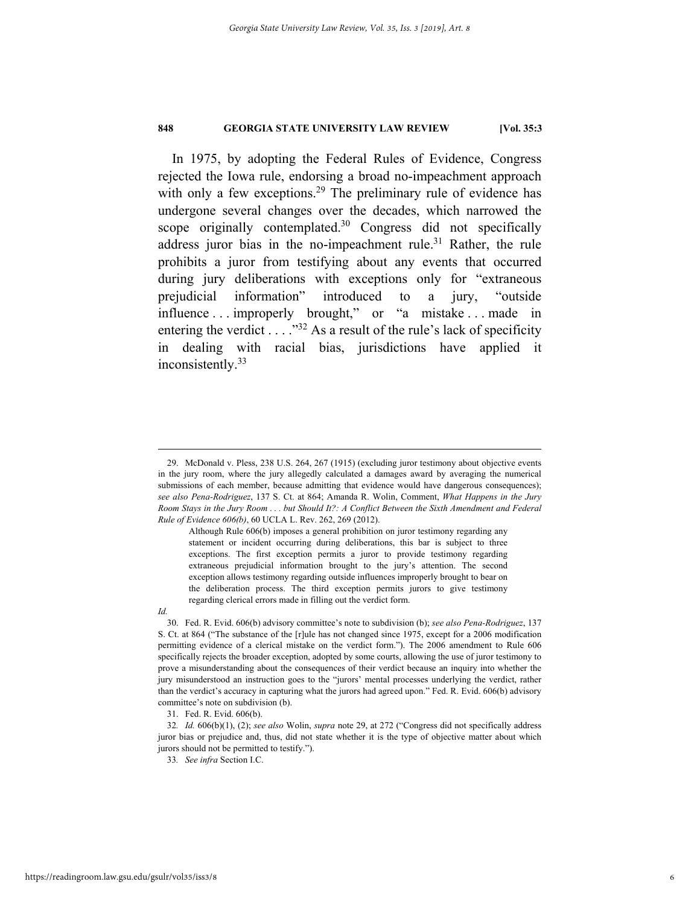In 1975, by adopting the Federal Rules of Evidence, Congress rejected the Iowa rule, endorsing a broad no-impeachment approach with only a few exceptions.[29] The preliminary rule of evidence has undergone several changes over the decades, which narrowed the scope originally contemplated.[30] Congress did not specifically address juror bias in the no-impeachment rule.[31] Rather, the rule prohibits a juror from testifying about any events that occurred during jury deliberations with exceptions only for "extraneous prejudicial information" introduced to a jury, "outside influence . . . improperly brought," or "a mistake . . . made in entering the verdict . . . ."[32] As a result of the rule's lack of specificity in dealing with racial bias, jurisdictions have applied it inconsistently.[33]

---

29. McDonald v. Pless, 238 U.S. 264, 267 (1915) (excluding juror testimony about objective events in the jury room, where the jury allegedly calculated a damages award by averaging the numerical submissions of each member, because admitting that evidence would have dangerous consequences); *see also Pena-Rodriguez*, 137 S. Ct. at 864; Amanda R. Wolin, Comment, *What Happens in the Jury Room Stays in the Jury Room . . . but Should It?: A Conflict Between the Sixth Amendment and Federal Rule of Evidence 606(b)*, 60 UCLA L. Rev. 262, 269 (2012).

> Although Rule 606(b) imposes a general prohibition on juror testimony regarding any statement or incident occurring during deliberations, this bar is subject to three exceptions. The first exception permits a juror to provide testimony regarding extraneous prejudicial information brought to the jury's attention. The second exception allows testimony regarding outside influences improperly brought to bear on the deliberation process. The third exception permits jurors to give testimony regarding clerical errors made in filling out the verdict form.

*Id.*

30. Fed. R. Evid. 606(b) advisory committee's note to subdivision (b); *see also Pena-Rodriguez*, 137 S. Ct. at 864 ("The substance of the [r]ule has not changed since 1975, except for a 2006 modification permitting evidence of a clerical mistake on the verdict form."). The 2006 amendment to Rule 606 specifically rejects the broader exception, adopted by some courts, allowing the use of juror testimony to prove a misunderstanding about the consequences of their verdict because an inquiry into whether the jury misunderstood an instruction goes to the "jurors' mental processes underlying the verdict, rather than the verdict's accuracy in capturing what the jurors had agreed upon." Fed. R. Evid. 606(b) advisory committee's note on subdivision (b).

31. Fed. R. Evid. 606(b).

32. *Id.* 606(b)(1), (2); *see also* Wolin, *supra* note 29, at 272 ("Congress did not specifically address juror bias or prejudice and, thus, did not state whether it is the type of objective matter about which jurors should not be permitted to testify.").

33. *See infra* Section I.C.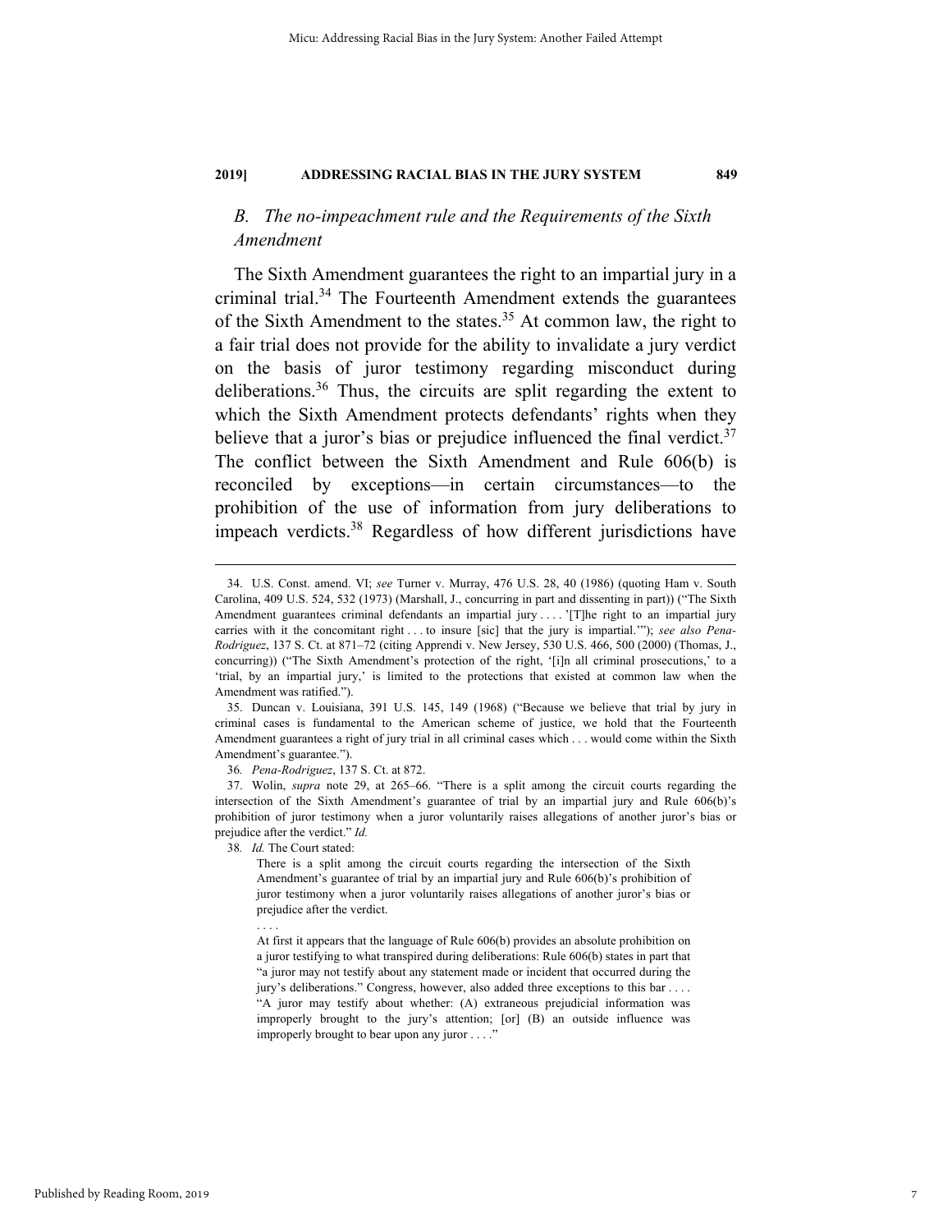### B. The no-impeachment rule and the Requirements of the Sixth Amendment

The Sixth Amendment guarantees the right to an impartial jury in a criminal trial.[34] The Fourteenth Amendment extends the guarantees of the Sixth Amendment to the states.[35] At common law, the right to a fair trial does not provide for the ability to invalidate a jury verdict on the basis of juror testimony regarding misconduct during deliberations.[36] Thus, the circuits are split regarding the extent to which the Sixth Amendment protects defendants' rights when they believe that a juror's bias or prejudice influenced the final verdict.[37] The conflict between the Sixth Amendment and Rule 606(b) is reconciled by exceptions—in certain circumstances—to the prohibition of the use of information from jury deliberations to impeach verdicts.[38] Regardless of how different jurisdictions have

---

34. U.S. Const. amend. VI; *see* Turner v. Murray, 476 U.S. 28, 40 (1986) (quoting Ham v. South Carolina, 409 U.S. 524, 532 (1973) (Marshall, J., concurring in part and dissenting in part)) ("The Sixth Amendment guarantees criminal defendants an impartial jury . . . . '[T]he right to an impartial jury carries with it the concomitant right . . . to insure [sic] that the jury is impartial.'"); *see also Pena-Rodriguez*, 137 S. Ct. at 871–72 (citing Apprendi v. New Jersey, 530 U.S. 466, 500 (2000) (Thomas, J., concurring)) ("The Sixth Amendment's protection of the right, '[i]n all criminal prosecutions,' to a 'trial, by an impartial jury,' is limited to the protections that existed at common law when the Amendment was ratified.").

35. Duncan v. Louisiana, 391 U.S. 145, 149 (1968) ("Because we believe that trial by jury in criminal cases is fundamental to the American scheme of justice, we hold that the Fourteenth Amendment guarantees a right of jury trial in all criminal cases which . . . would come within the Sixth Amendment's guarantee.").

36. *Pena-Rodriguez*, 137 S. Ct. at 872.

37. Wolin, *supra* note 29, at 265–66. "There is a split among the circuit courts regarding the intersection of the Sixth Amendment's guarantee of trial by an impartial jury and Rule 606(b)'s prohibition of juror testimony when a juror voluntarily raises allegations of another juror's bias or prejudice after the verdict." *Id.*

38. *Id.* The Court stated:

> There is a split among the circuit courts regarding the intersection of the Sixth Amendment's guarantee of trial by an impartial jury and Rule 606(b)'s prohibition of juror testimony when a juror voluntarily raises allegations of another juror's bias or prejudice after the verdict.
>
> . . . .
>
> At first it appears that the language of Rule 606(b) provides an absolute prohibition on a juror testifying to what transpired during deliberations: Rule 606(b) states in part that "a juror may not testify about any statement made or incident that occurred during the jury's deliberations." Congress, however, also added three exceptions to this bar . . . . "A juror may testify about whether: (A) extraneous prejudicial information was improperly brought to the jury's attention; [or] (B) an outside influence was improperly brought to bear upon any juror . . . ."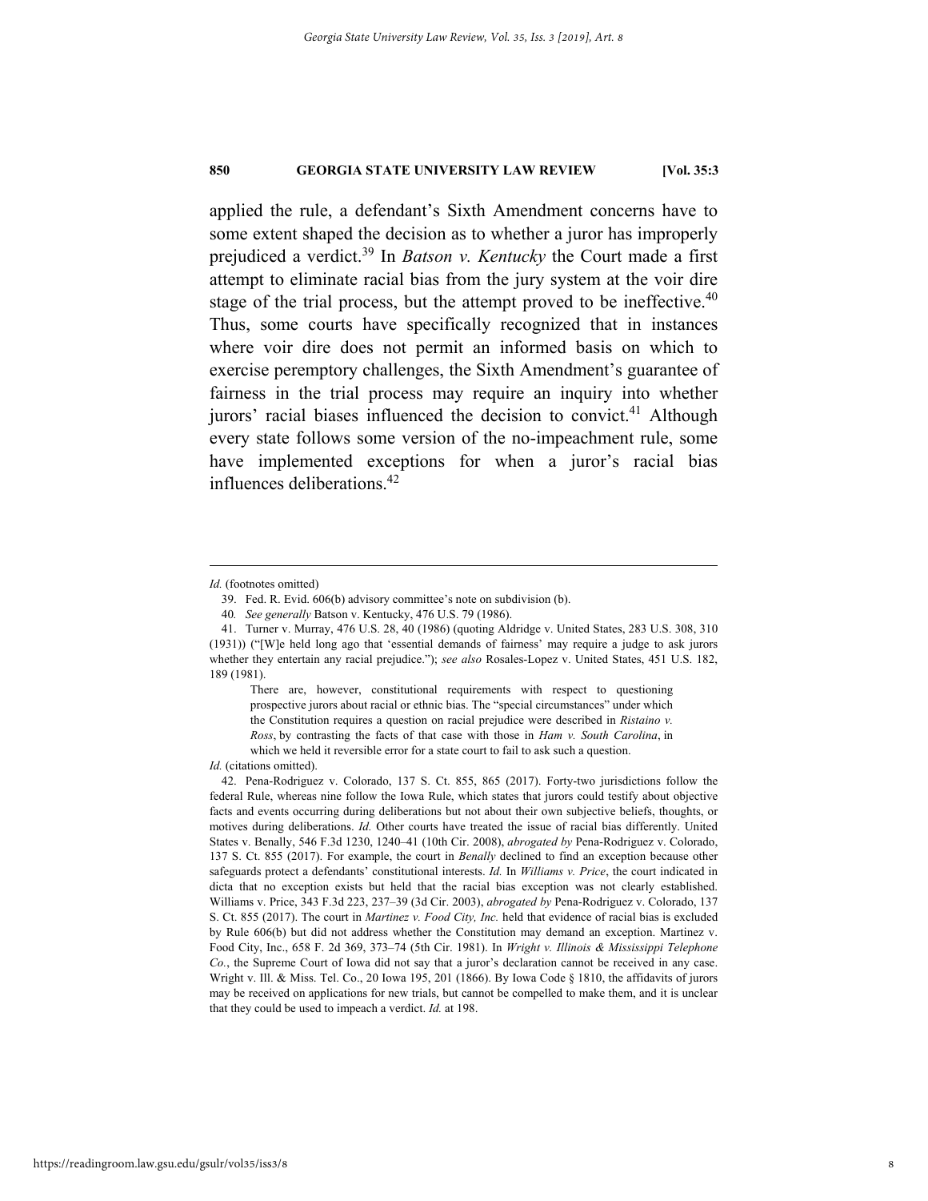applied the rule, a defendant's Sixth Amendment concerns have to some extent shaped the decision as to whether a juror has improperly prejudiced a verdict.[39] In *Batson v. Kentucky* the Court made a first attempt to eliminate racial bias from the jury system at the voir dire stage of the trial process, but the attempt proved to be ineffective.[40] Thus, some courts have specifically recognized that in instances where voir dire does not permit an informed basis on which to exercise peremptory challenges, the Sixth Amendment's guarantee of fairness in the trial process may require an inquiry into whether jurors' racial biases influenced the decision to convict.[41] Although every state follows some version of the no-impeachment rule, some have implemented exceptions for when a juror's racial bias influences deliberations.[42]

---

*Id.* (footnotes omitted)

39. Fed. R. Evid. 606(b) advisory committee's note on subdivision (b).

40. *See generally* Batson v. Kentucky, 476 U.S. 79 (1986).

41. Turner v. Murray, 476 U.S. 28, 40 (1986) (quoting Aldridge v. United States, 283 U.S. 308, 310 (1931)) ("[W]e held long ago that 'essential demands of fairness' may require a judge to ask jurors whether they entertain any racial prejudice."); *see also* Rosales-Lopez v. United States, 451 U.S. 182, 189 (1981).

> There are, however, constitutional requirements with respect to questioning prospective jurors about racial or ethnic bias. The "special circumstances" under which the Constitution requires a question on racial prejudice were described in *Ristaino v. Ross*, by contrasting the facts of that case with those in *Ham v. South Carolina*, in which we held it reversible error for a state court to fail to ask such a question.

*Id.* (citations omitted).

42. Pena-Rodriguez v. Colorado, 137 S. Ct. 855, 865 (2017). Forty-two jurisdictions follow the federal Rule, whereas nine follow the Iowa Rule, which states that jurors could testify about objective facts and events occurring during deliberations but not about their own subjective beliefs, thoughts, or motives during deliberations. *Id.* Other courts have treated the issue of racial bias differently. United States v. Benally, 546 F.3d 1230, 1240–41 (10th Cir. 2008), *abrogated by* Pena-Rodriguez v. Colorado, 137 S. Ct. 855 (2017). For example, the court in *Benally* declined to find an exception because other safeguards protect a defendants' constitutional interests. *Id.* In *Williams v. Price*, the court indicated in dicta that no exception exists but held that the racial bias exception was not clearly established. Williams v. Price, 343 F.3d 223, 237–39 (3d Cir. 2003), *abrogated by* Pena-Rodriguez v. Colorado, 137 S. Ct. 855 (2017). The court in *Martinez v. Food City, Inc.* held that evidence of racial bias is excluded by Rule 606(b) but did not address whether the Constitution may demand an exception. Martinez v. Food City, Inc., 658 F. 2d 369, 373–74 (5th Cir. 1981). In *Wright v. Illinois & Mississippi Telephone Co.*, the Supreme Court of Iowa did not say that a juror's declaration cannot be received in any case. Wright v. Ill. & Miss. Tel. Co., 20 Iowa 195, 201 (1866). By Iowa Code § 1810, the affidavits of jurors may be received on applications for new trials, but cannot be compelled to make them, and it is unclear that they could be used to impeach a verdict. *Id.* at 198.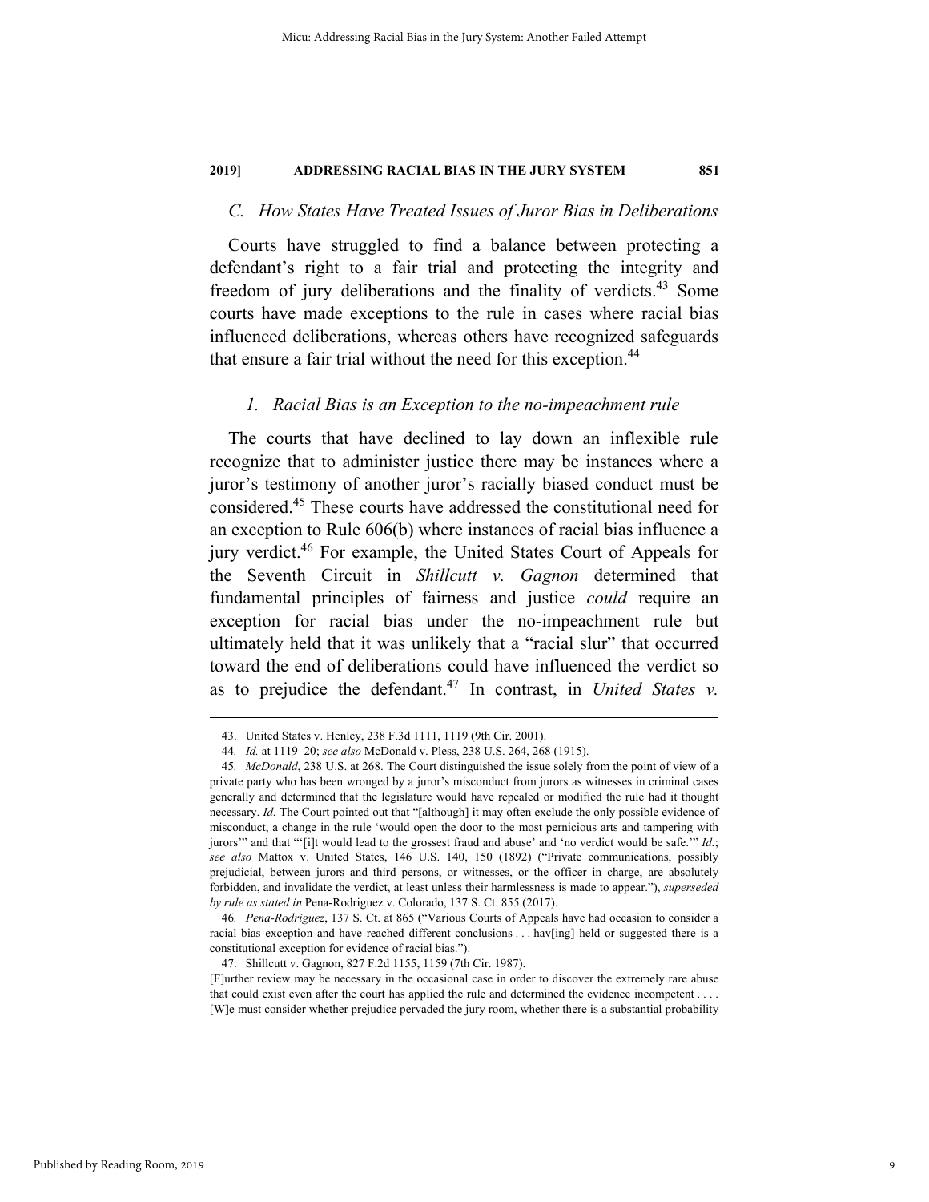### *C. How States Have Treated Issues of Juror Bias in Deliberations*

Courts have struggled to find a balance between protecting a defendant's right to a fair trial and protecting the integrity and freedom of jury deliberations and the finality of verdicts.[43] Some courts have made exceptions to the rule in cases where racial bias influenced deliberations, whereas others have recognized safeguards that ensure a fair trial without the need for this exception.[44]

#### *1. Racial Bias is an Exception to the no-impeachment rule*

The courts that have declined to lay down an inflexible rule recognize that to administer justice there may be instances where a juror's testimony of another juror's racially biased conduct must be considered.[45] These courts have addressed the constitutional need for an exception to Rule 606(b) where instances of racial bias influence a jury verdict.[46] For example, the United States Court of Appeals for the Seventh Circuit in *Shillcutt v. Gagnon* determined that fundamental principles of fairness and justice *could* require an exception for racial bias under the no-impeachment rule but ultimately held that it was unlikely that a "racial slur" that occurred toward the end of deliberations could have influenced the verdict so as to prejudice the defendant.[47] In contrast, in *United States v.*

---

43. United States v. Henley, 238 F.3d 1111, 1119 (9th Cir. 2001).

44. *Id.* at 1119–20; *see also* McDonald v. Pless, 238 U.S. 264, 268 (1915).

45. *McDonald*, 238 U.S. at 268. The Court distinguished the issue solely from the point of view of a private party who has been wronged by a juror's misconduct from jurors as witnesses in criminal cases generally and determined that the legislature would have repealed or modified the rule had it thought necessary. *Id.* The Court pointed out that "[although] it may often exclude the only possible evidence of misconduct, a change in the rule 'would open the door to the most pernicious arts and tampering with jurors'" and that "'[i]t would lead to the grossest fraud and abuse' and 'no verdict would be safe.'" *Id.*; *see also* Mattox v. United States, 146 U.S. 140, 150 (1892) ("Private communications, possibly prejudicial, between jurors and third persons, or witnesses, or the officer in charge, are absolutely forbidden, and invalidate the verdict, at least unless their harmlessness is made to appear."), *superseded by rule as stated in* Pena-Rodriguez v. Colorado, 137 S. Ct. 855 (2017).

46. *Pena-Rodriguez*, 137 S. Ct. at 865 ("Various Courts of Appeals have had occasion to consider a racial bias exception and have reached different conclusions . . . hav[ing] held or suggested there is a constitutional exception for evidence of racial bias.").

47. Shillcutt v. Gagnon, 827 F.2d 1155, 1159 (7th Cir. 1987).

[F]urther review may be necessary in the occasional case in order to discover the extremely rare abuse that could exist even after the court has applied the rule and determined the evidence incompetent . . . . [W]e must consider whether prejudice pervaded the jury room, whether there is a substantial probability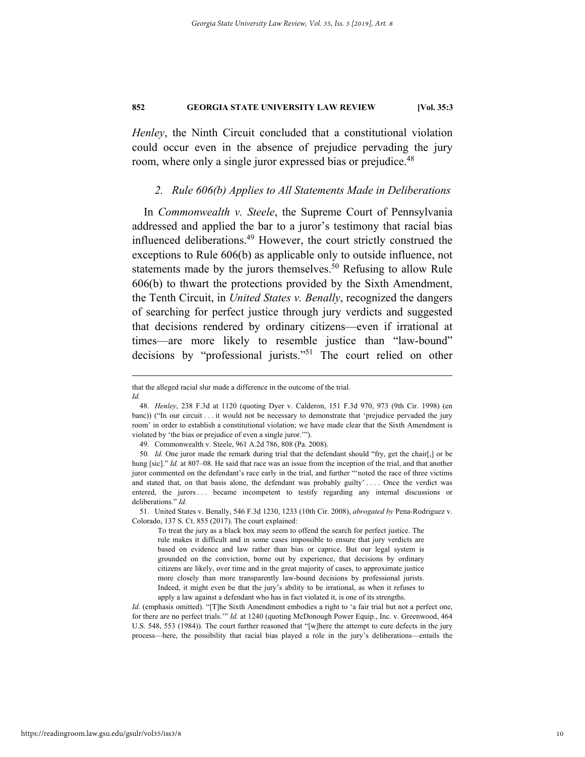*Henley*, the Ninth Circuit concluded that a constitutional violation could occur even in the absence of prejudice pervading the jury room, where only a single juror expressed bias or prejudice.[48]

### *2. Rule 606(b) Applies to All Statements Made in Deliberations*

In *Commonwealth v. Steele*, the Supreme Court of Pennsylvania addressed and applied the bar to a juror's testimony that racial bias influenced deliberations.[49] However, the court strictly construed the exceptions to Rule 606(b) as applicable only to outside influence, not statements made by the jurors themselves.[50] Refusing to allow Rule 606(b) to thwart the protections provided by the Sixth Amendment, the Tenth Circuit, in *United States v. Benally*, recognized the dangers of searching for perfect justice through jury verdicts and suggested that decisions rendered by ordinary citizens—even if irrational at times—are more likely to resemble justice than "law-bound" decisions by "professional jurists."[51] The court relied on other

---

that the alleged racial slur made a difference in the outcome of the trial.
*Id.*

48. *Henley*, 238 F.3d at 1120 (quoting Dyer v. Calderon, 151 F.3d 970, 973 (9th Cir. 1998) (en banc)) ("In our circuit . . . it would not be necessary to demonstrate that 'prejudice pervaded the jury room' in order to establish a constitutional violation; we have made clear that the Sixth Amendment is violated by 'the bias or prejudice of even a single juror.'").

49. Commonwealth v. Steele, 961 A.2d 786, 808 (Pa. 2008).

50. *Id.* One juror made the remark during trial that the defendant should "fry, get the chair[,] or be hung [sic]." *Id.* at 807–08. He said that race was an issue from the inception of the trial, and that another juror commented on the defendant's race early in the trial, and further "'noted the race of three victims and stated that, on that basis alone, the defendant was probably guilty' . . . . Once the verdict was entered, the jurors . . . became incompetent to testify regarding any internal discussions or deliberations." *Id.*

51. United States v. Benally, 546 F.3d 1230, 1233 (10th Cir. 2008), *abrogated by* Pena-Rodriguez v. Colorado, 137 S. Ct. 855 (2017). The court explained:

> To treat the jury as a black box may seem to offend the search for perfect justice. The rule makes it difficult and in some cases impossible to ensure that jury verdicts are based on evidence and law rather than bias or caprice. But our legal system is grounded on the conviction, borne out by experience, that decisions by ordinary citizens are likely, over time and in the great majority of cases, to approximate justice more closely than more transparently law-bound decisions by professional jurists. Indeed, it might even be that the jury's ability to be irrational, as when it refuses to apply a law against a defendant who has in fact violated it, is one of its strengths.

*Id*. (emphasis omitted). "[T]he Sixth Amendment embodies a right to 'a fair trial but not a perfect one, for there are no perfect trials.'" *Id.* at 1240 (quoting McDonough Power Equip., Inc. v. Greenwood, 464 U.S. 548, 553 (1984)). The court further reasoned that "[w]here the attempt to cure defects in the jury process—here, the possibility that racial bias played a role in the jury's deliberations—entails the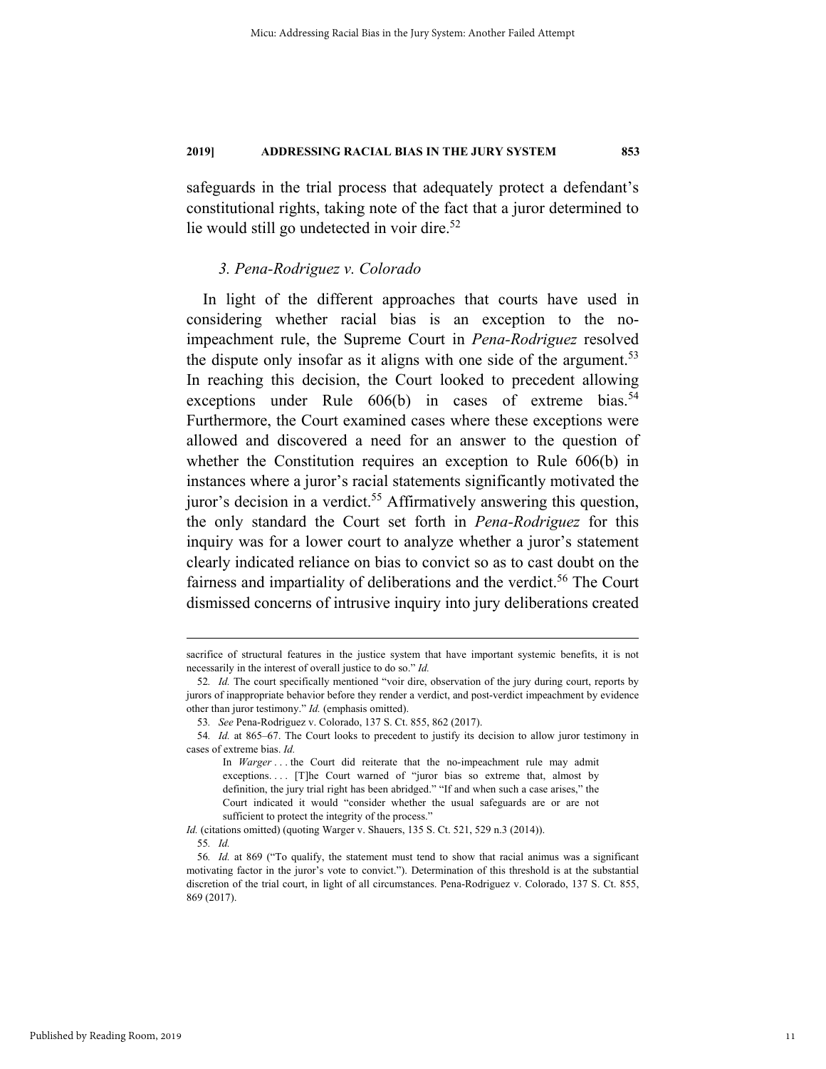safeguards in the trial process that adequately protect a defendant's constitutional rights, taking note of the fact that a juror determined to lie would still go undetected in voir dire.[52]

### *3. Pena-Rodriguez v. Colorado*

In light of the different approaches that courts have used in considering whether racial bias is an exception to the no-impeachment rule, the Supreme Court in *Pena-Rodriguez* resolved the dispute only insofar as it aligns with one side of the argument.[53] In reaching this decision, the Court looked to precedent allowing exceptions under Rule 606(b) in cases of extreme bias.[54] Furthermore, the Court examined cases where these exceptions were allowed and discovered a need for an answer to the question of whether the Constitution requires an exception to Rule 606(b) in instances where a juror's racial statements significantly motivated the juror's decision in a verdict.[55] Affirmatively answering this question, the only standard the Court set forth in *Pena-Rodriguez* for this inquiry was for a lower court to analyze whether a juror's statement clearly indicated reliance on bias to convict so as to cast doubt on the fairness and impartiality of deliberations and the verdict.[56] The Court dismissed concerns of intrusive inquiry into jury deliberations created

---

sacrifice of structural features in the justice system that have important systemic benefits, it is not necessarily in the interest of overall justice to do so." *Id.*

52. *Id.* The court specifically mentioned "voir dire, observation of the jury during court, reports by jurors of inappropriate behavior before they render a verdict, and post-verdict impeachment by evidence other than juror testimony." *Id.* (emphasis omitted).

53. *See* Pena-Rodriguez v. Colorado, 137 S. Ct. 855, 862 (2017).

54. *Id.* at 865–67. The Court looks to precedent to justify its decision to allow juror testimony in cases of extreme bias. *Id.*

> In *Warger* . . . the Court did reiterate that the no-impeachment rule may admit exceptions. . . . [T]he Court warned of "juror bias so extreme that, almost by definition, the jury trial right has been abridged." "If and when such a case arises," the Court indicated it would "consider whether the usual safeguards are or are not sufficient to protect the integrity of the process."

*Id.* (citations omitted) (quoting Warger v. Shauers, 135 S. Ct. 521, 529 n.3 (2014)).

55. *Id.*

56. *Id.* at 869 ("To qualify, the statement must tend to show that racial animus was a significant motivating factor in the juror's vote to convict."). Determination of this threshold is at the substantial discretion of the trial court, in light of all circumstances. Pena-Rodriguez v. Colorado, 137 S. Ct. 855, 869 (2017).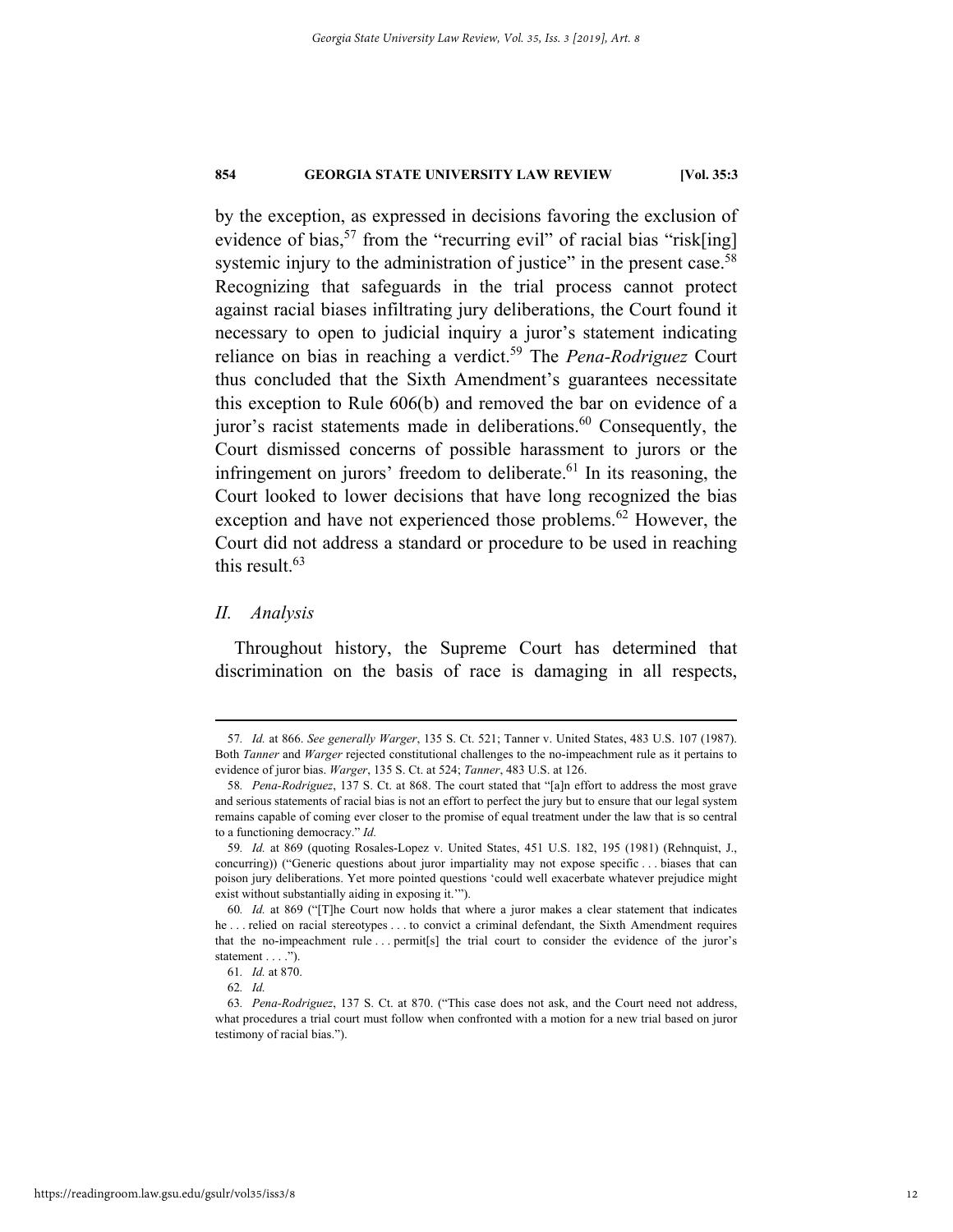by the exception, as expressed in decisions favoring the exclusion of evidence of bias,[57] from the "recurring evil" of racial bias "risk[ing] systemic injury to the administration of justice" in the present case.[58] Recognizing that safeguards in the trial process cannot protect against racial biases infiltrating jury deliberations, the Court found it necessary to open to judicial inquiry a juror's statement indicating reliance on bias in reaching a verdict.[59] The *Pena-Rodriguez* Court thus concluded that the Sixth Amendment's guarantees necessitate this exception to Rule 606(b) and removed the bar on evidence of a juror's racist statements made in deliberations.[60] Consequently, the Court dismissed concerns of possible harassment to jurors or the infringement on jurors' freedom to deliberate.[61] In its reasoning, the Court looked to lower decisions that have long recognized the bias exception and have not experienced those problems.[62] However, the Court did not address a standard or procedure to be used in reaching this result.[63]

## *II. Analysis*

Throughout history, the Supreme Court has determined that discrimination on the basis of race is damaging in all respects,

---

57. *Id.* at 866. *See generally Warger*, 135 S. Ct. 521; Tanner v. United States, 483 U.S. 107 (1987). Both *Tanner* and *Warger* rejected constitutional challenges to the no-impeachment rule as it pertains to evidence of juror bias. *Warger*, 135 S. Ct. at 524; *Tanner*, 483 U.S. at 126.

58. *Pena-Rodriguez*, 137 S. Ct. at 868. The court stated that "[a]n effort to address the most grave and serious statements of racial bias is not an effort to perfect the jury but to ensure that our legal system remains capable of coming ever closer to the promise of equal treatment under the law that is so central to a functioning democracy." *Id.*

59. *Id.* at 869 (quoting Rosales-Lopez v. United States, 451 U.S. 182, 195 (1981) (Rehnquist, J., concurring)) ("Generic questions about juror impartiality may not expose specific . . . biases that can poison jury deliberations. Yet more pointed questions 'could well exacerbate whatever prejudice might exist without substantially aiding in exposing it.'").

60. *Id.* at 869 ("[T]he Court now holds that where a juror makes a clear statement that indicates he . . . relied on racial stereotypes . . . to convict a criminal defendant, the Sixth Amendment requires that the no-impeachment rule . . . permit[s] the trial court to consider the evidence of the juror's statement . . . .").

61. *Id.* at 870.

62. *Id.*

63. *Pena-Rodriguez*, 137 S. Ct. at 870. ("This case does not ask, and the Court need not address, what procedures a trial court must follow when confronted with a motion for a new trial based on juror testimony of racial bias.").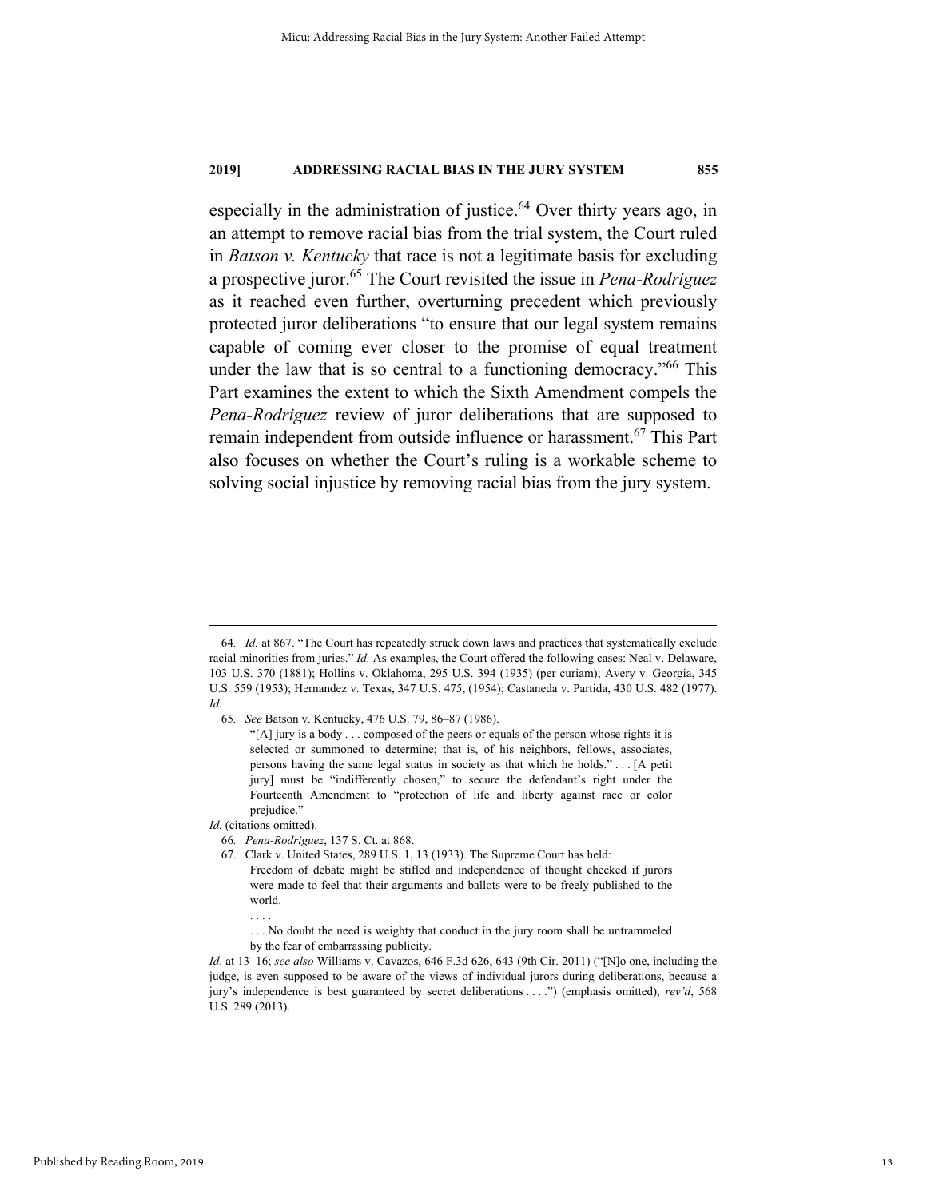especially in the administration of justice.[64] Over thirty years ago, in an attempt to remove racial bias from the trial system, the Court ruled in *Batson v. Kentucky* that race is not a legitimate basis for excluding a prospective juror.[65] The Court revisited the issue in *Pena-Rodriguez* as it reached even further, overturning precedent which previously protected juror deliberations "to ensure that our legal system remains capable of coming ever closer to the promise of equal treatment under the law that is so central to a functioning democracy."[66] This Part examines the extent to which the Sixth Amendment compels the *Pena-Rodriguez* review of juror deliberations that are supposed to remain independent from outside influence or harassment.[67] This Part also focuses on whether the Court's ruling is a workable scheme to solving social injustice by removing racial bias from the jury system.

---

64. *Id.* at 867. "The Court has repeatedly struck down laws and practices that systematically exclude racial minorities from juries." *Id.* As examples, the Court offered the following cases: Neal v. Delaware, 103 U.S. 370 (1881); Hollins v. Oklahoma, 295 U.S. 394 (1935) (per curiam); Avery v. Georgia, 345 U.S. 559 (1953); Hernandez v. Texas, 347 U.S. 475, (1954); Castaneda v. Partida, 430 U.S. 482 (1977). *Id.*

65. *See* Batson v. Kentucky, 476 U.S. 79, 86–87 (1986).

> "[A] jury is a body . . . composed of the peers or equals of the person whose rights it is selected or summoned to determine; that is, of his neighbors, fellows, associates, persons having the same legal status in society as that which he holds." . . . [A petit jury] must be "indifferently chosen," to secure the defendant's right under the Fourteenth Amendment to "protection of life and liberty against race or color prejudice."

*Id.* (citations omitted).

66. *Pena-Rodriguez*, 137 S. Ct. at 868.

67. Clark v. United States, 289 U.S. 1, 13 (1933). The Supreme Court has held:

> Freedom of debate might be stifled and independence of thought checked if jurors were made to feel that their arguments and ballots were to be freely published to the world.
>
> . . . .
>
> . . . No doubt the need is weighty that conduct in the jury room shall be untrammeled by the fear of embarrassing publicity.

*Id*. at 13–16; *see also* Williams v. Cavazos, 646 F.3d 626, 643 (9th Cir. 2011) ("[N]o one, including the judge, is even supposed to be aware of the views of individual jurors during deliberations, because a jury's independence is best guaranteed by secret deliberations . . . .") (emphasis omitted), *rev'd*, 568 U.S. 289 (2013).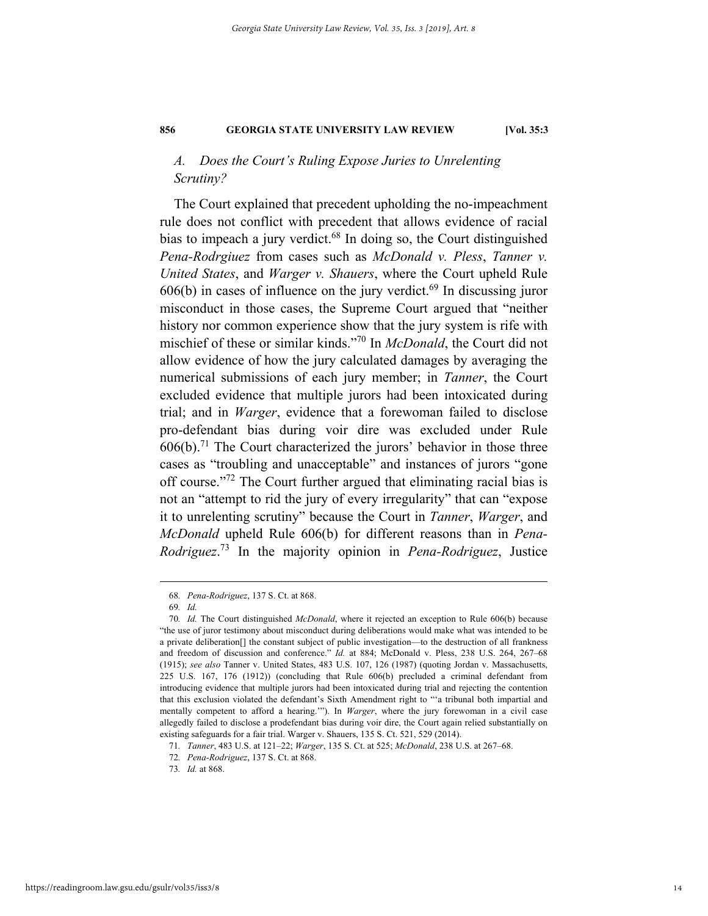### A. *Does the Court's Ruling Expose Juries to Unrelenting Scrutiny?*

The Court explained that precedent upholding the no-impeachment rule does not conflict with precedent that allows evidence of racial bias to impeach a jury verdict.[68] In doing so, the Court distinguished *Pena-Rodrgiuez* from cases such as *McDonald v. Pless*, *Tanner v. United States*, and *Warger v. Shauers*, where the Court upheld Rule 606(b) in cases of influence on the jury verdict.[69] In discussing juror misconduct in those cases, the Supreme Court argued that "neither history nor common experience show that the jury system is rife with mischief of these or similar kinds."[70] In *McDonald*, the Court did not allow evidence of how the jury calculated damages by averaging the numerical submissions of each jury member; in *Tanner*, the Court excluded evidence that multiple jurors had been intoxicated during trial; and in *Warger*, evidence that a forewoman failed to disclose pro-defendant bias during voir dire was excluded under Rule 606(b).[71] The Court characterized the jurors' behavior in those three cases as "troubling and unacceptable" and instances of jurors "gone off course."[72] The Court further argued that eliminating racial bias is not an "attempt to rid the jury of every irregularity" that can "expose it to unrelenting scrutiny" because the Court in *Tanner*, *Warger*, and *McDonald* upheld Rule 606(b) for different reasons than in *Pena-Rodriguez*.[73] In the majority opinion in *Pena-Rodriguez*, Justice

---

68. *Pena-Rodriguez*, 137 S. Ct. at 868.

69. *Id.*

70. *Id.* The Court distinguished *McDonald*, where it rejected an exception to Rule 606(b) because "the use of juror testimony about misconduct during deliberations would make what was intended to be a private deliberation[] the constant subject of public investigation—to the destruction of all frankness and freedom of discussion and conference." *Id.* at 884; McDonald v. Pless, 238 U.S. 264, 267–68 (1915); *see also* Tanner v. United States, 483 U.S. 107, 126 (1987) (quoting Jordan v. Massachusetts, 225 U.S. 167, 176 (1912)) (concluding that Rule 606(b) precluded a criminal defendant from introducing evidence that multiple jurors had been intoxicated during trial and rejecting the contention that this exclusion violated the defendant's Sixth Amendment right to "'a tribunal both impartial and mentally competent to afford a hearing.'"). In *Warger*, where the jury forewoman in a civil case allegedly failed to disclose a prodefendant bias during voir dire, the Court again relied substantially on existing safeguards for a fair trial. Warger v. Shauers, 135 S. Ct. 521, 529 (2014).

71. *Tanner*, 483 U.S. at 121–22; *Warger*, 135 S. Ct. at 525; *McDonald*, 238 U.S. at 267–68.

72. *Pena-Rodriguez*, 137 S. Ct. at 868.

73. *Id.* at 868.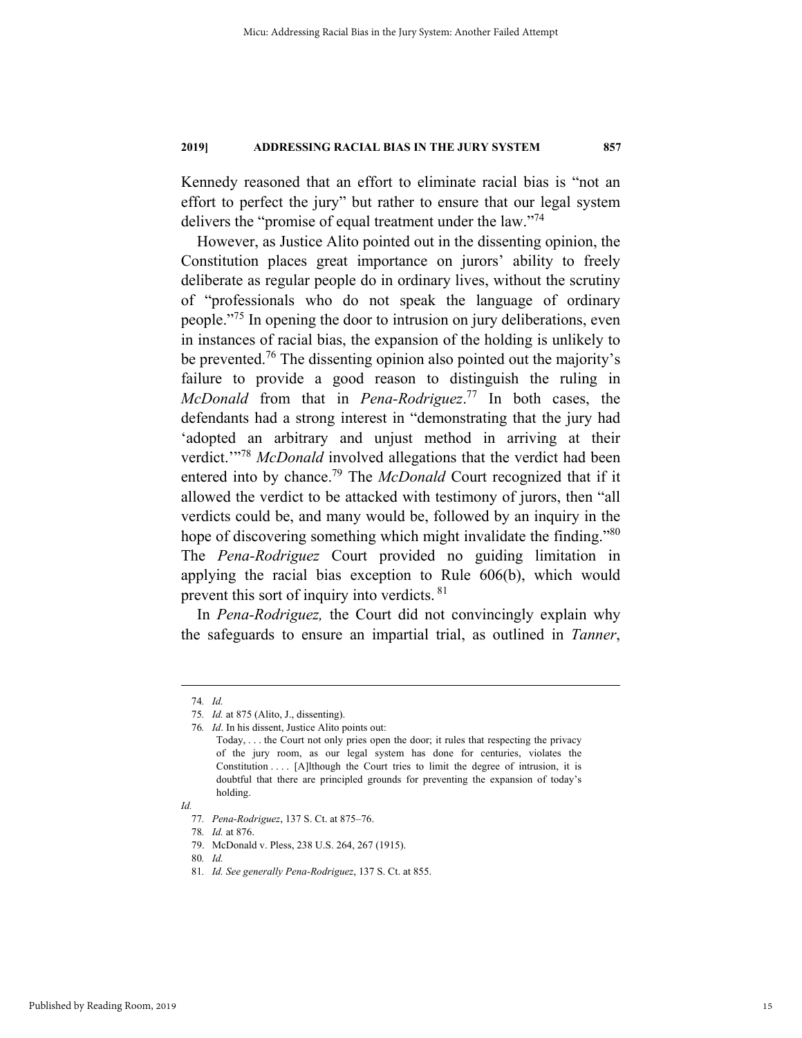Kennedy reasoned that an effort to eliminate racial bias is "not an effort to perfect the jury" but rather to ensure that our legal system delivers the "promise of equal treatment under the law."[74]

However, as Justice Alito pointed out in the dissenting opinion, the Constitution places great importance on jurors' ability to freely deliberate as regular people do in ordinary lives, without the scrutiny of "professionals who do not speak the language of ordinary people."[75] In opening the door to intrusion on jury deliberations, even in instances of racial bias, the expansion of the holding is unlikely to be prevented.[76] The dissenting opinion also pointed out the majority's failure to provide a good reason to distinguish the ruling in *McDonald* from that in *Pena-Rodriguez*.[77] In both cases, the defendants had a strong interest in "demonstrating that the jury had 'adopted an arbitrary and unjust method in arriving at their verdict.'"[78] *McDonald* involved allegations that the verdict had been entered into by chance.[79] The *McDonald* Court recognized that if it allowed the verdict to be attacked with testimony of jurors, then "all verdicts could be, and many would be, followed by an inquiry in the hope of discovering something which might invalidate the finding."[80] The *Pena-Rodriguez* Court provided no guiding limitation in applying the racial bias exception to Rule 606(b), which would prevent this sort of inquiry into verdicts.[81]

In *Pena-Rodriguez,* the Court did not convincingly explain why the safeguards to ensure an impartial trial, as outlined in *Tanner*,

---

74. *Id.*

75. *Id.* at 875 (Alito, J., dissenting).

76. *Id*. In his dissent, Justice Alito points out:

> Today, . . . the Court not only pries open the door; it rules that respecting the privacy of the jury room, as our legal system has done for centuries, violates the Constitution . . . . [A]lthough the Court tries to limit the degree of intrusion, it is doubtful that there are principled grounds for preventing the expansion of today's holding.

*Id.*

77. *Pena-Rodriguez*, 137 S. Ct. at 875–76.

78. *Id.* at 876.

79. McDonald v. Pless, 238 U.S. 264, 267 (1915).

80. *Id.*

81. *Id. See generally Pena-Rodriguez*, 137 S. Ct. at 855.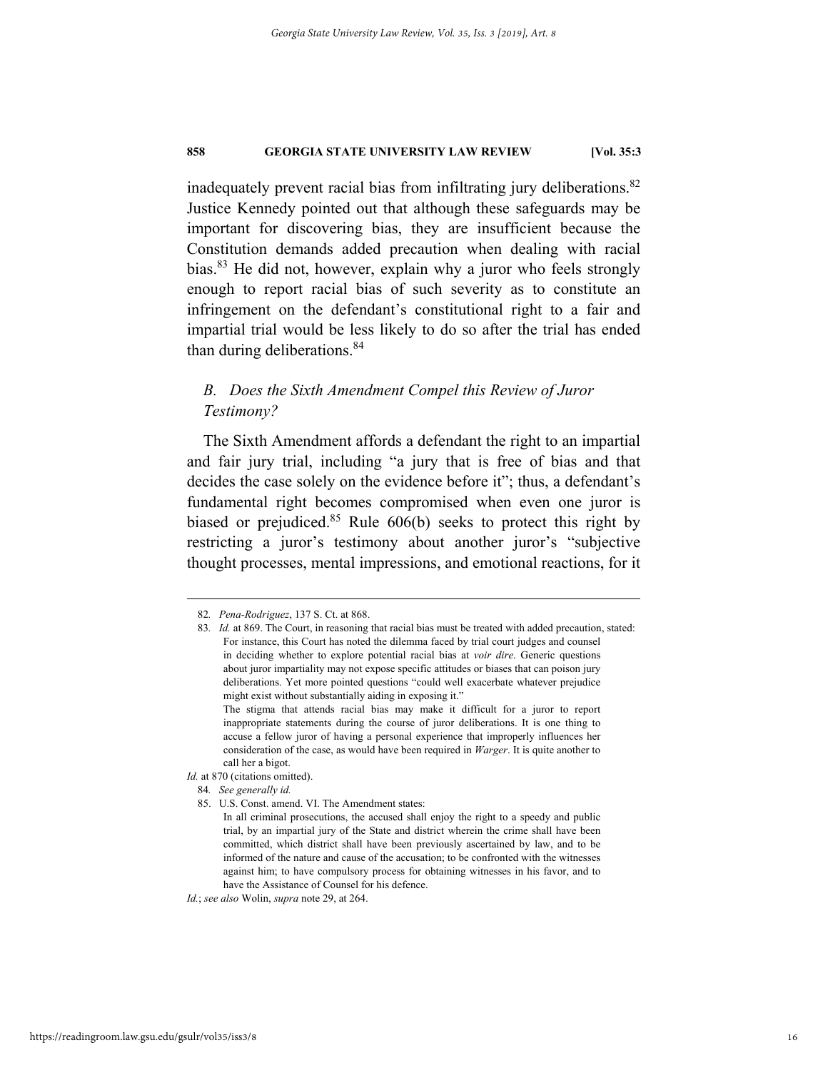inadequately prevent racial bias from infiltrating jury deliberations.[82] Justice Kennedy pointed out that although these safeguards may be important for discovering bias, they are insufficient because the Constitution demands added precaution when dealing with racial bias.[83] He did not, however, explain why a juror who feels strongly enough to report racial bias of such severity as to constitute an infringement on the defendant's constitutional right to a fair and impartial trial would be less likely to do so after the trial has ended than during deliberations.[84]

### *B. Does the Sixth Amendment Compel this Review of Juror Testimony?*

The Sixth Amendment affords a defendant the right to an impartial and fair jury trial, including "a jury that is free of bias and that decides the case solely on the evidence before it"; thus, a defendant's fundamental right becomes compromised when even one juror is biased or prejudiced.[85] Rule 606(b) seeks to protect this right by restricting a juror's testimony about another juror's "subjective thought processes, mental impressions, and emotional reactions, for it

---

82. *Pena-Rodriguez*, 137 S. Ct. at 868.

83. *Id.* at 869. The Court, in reasoning that racial bias must be treated with added precaution, stated:

> For instance, this Court has noted the dilemma faced by trial court judges and counsel in deciding whether to explore potential racial bias at *voir dire*. Generic questions about juror impartiality may not expose specific attitudes or biases that can poison jury deliberations. Yet more pointed questions "could well exacerbate whatever prejudice might exist without substantially aiding in exposing it."
>
> The stigma that attends racial bias may make it difficult for a juror to report inappropriate statements during the course of juror deliberations. It is one thing to accuse a fellow juror of having a personal experience that improperly influences her consideration of the case, as would have been required in *Warger*. It is quite another to call her a bigot.

*Id.* at 870 (citations omitted).

84. *See generally id.*

85. U.S. Const. amend. VI. The Amendment states:

> In all criminal prosecutions, the accused shall enjoy the right to a speedy and public trial, by an impartial jury of the State and district wherein the crime shall have been committed, which district shall have been previously ascertained by law, and to be informed of the nature and cause of the accusation; to be confronted with the witnesses against him; to have compulsory process for obtaining witnesses in his favor, and to have the Assistance of Counsel for his defence.

*Id.*; *see also* Wolin, *supra* note 29, at 264.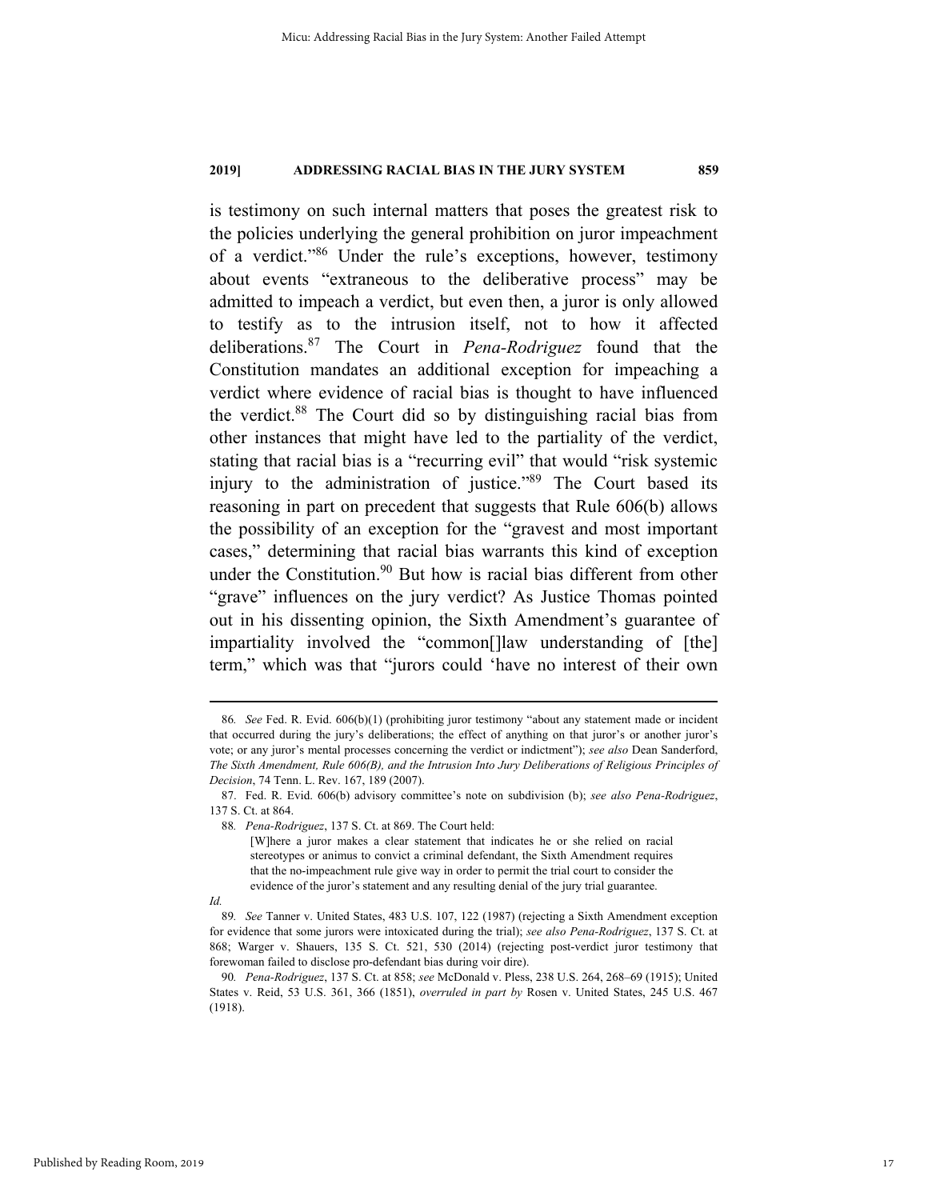is testimony on such internal matters that poses the greatest risk to the policies underlying the general prohibition on juror impeachment of a verdict."[86] Under the rule's exceptions, however, testimony about events "extraneous to the deliberative process" may be admitted to impeach a verdict, but even then, a juror is only allowed to testify as to the intrusion itself, not to how it affected deliberations.[87] The Court in *Pena-Rodriguez* found that the Constitution mandates an additional exception for impeaching a verdict where evidence of racial bias is thought to have influenced the verdict.[88] The Court did so by distinguishing racial bias from other instances that might have led to the partiality of the verdict, stating that racial bias is a "recurring evil" that would "risk systemic injury to the administration of justice."[89] The Court based its reasoning in part on precedent that suggests that Rule 606(b) allows the possibility of an exception for the "gravest and most important cases," determining that racial bias warrants this kind of exception under the Constitution.[90] But how is racial bias different from other "grave" influences on the jury verdict? As Justice Thomas pointed out in his dissenting opinion, the Sixth Amendment's guarantee of impartiality involved the "common[]law understanding of [the] term," which was that "jurors could 'have no interest of their own

---

86. *See* Fed. R. Evid. 606(b)(1) (prohibiting juror testimony "about any statement made or incident that occurred during the jury's deliberations; the effect of anything on that juror's or another juror's vote; or any juror's mental processes concerning the verdict or indictment"); *see also* Dean Sanderford, *The Sixth Amendment, Rule 606(B), and the Intrusion Into Jury Deliberations of Religious Principles of Decision*, 74 Tenn. L. Rev. 167, 189 (2007).

87. Fed. R. Evid. 606(b) advisory committee's note on subdivision (b); *see also Pena-Rodriguez*, 137 S. Ct. at 864.

88. *Pena-Rodriguez*, 137 S. Ct. at 869. The Court held:

> [W]here a juror makes a clear statement that indicates he or she relied on racial stereotypes or animus to convict a criminal defendant, the Sixth Amendment requires that the no-impeachment rule give way in order to permit the trial court to consider the evidence of the juror's statement and any resulting denial of the jury trial guarantee.

*Id.*

89. *See* Tanner v. United States, 483 U.S. 107, 122 (1987) (rejecting a Sixth Amendment exception for evidence that some jurors were intoxicated during the trial); *see also Pena-Rodriguez*, 137 S. Ct. at 868; Warger v. Shauers, 135 S. Ct. 521, 530 (2014) (rejecting post-verdict juror testimony that forewoman failed to disclose pro-defendant bias during voir dire).

90. *Pena-Rodriguez*, 137 S. Ct. at 858; *see* McDonald v. Pless, 238 U.S. 264, 268–69 (1915); United States v. Reid, 53 U.S. 361, 366 (1851), *overruled in part by* Rosen v. United States, 245 U.S. 467 (1918).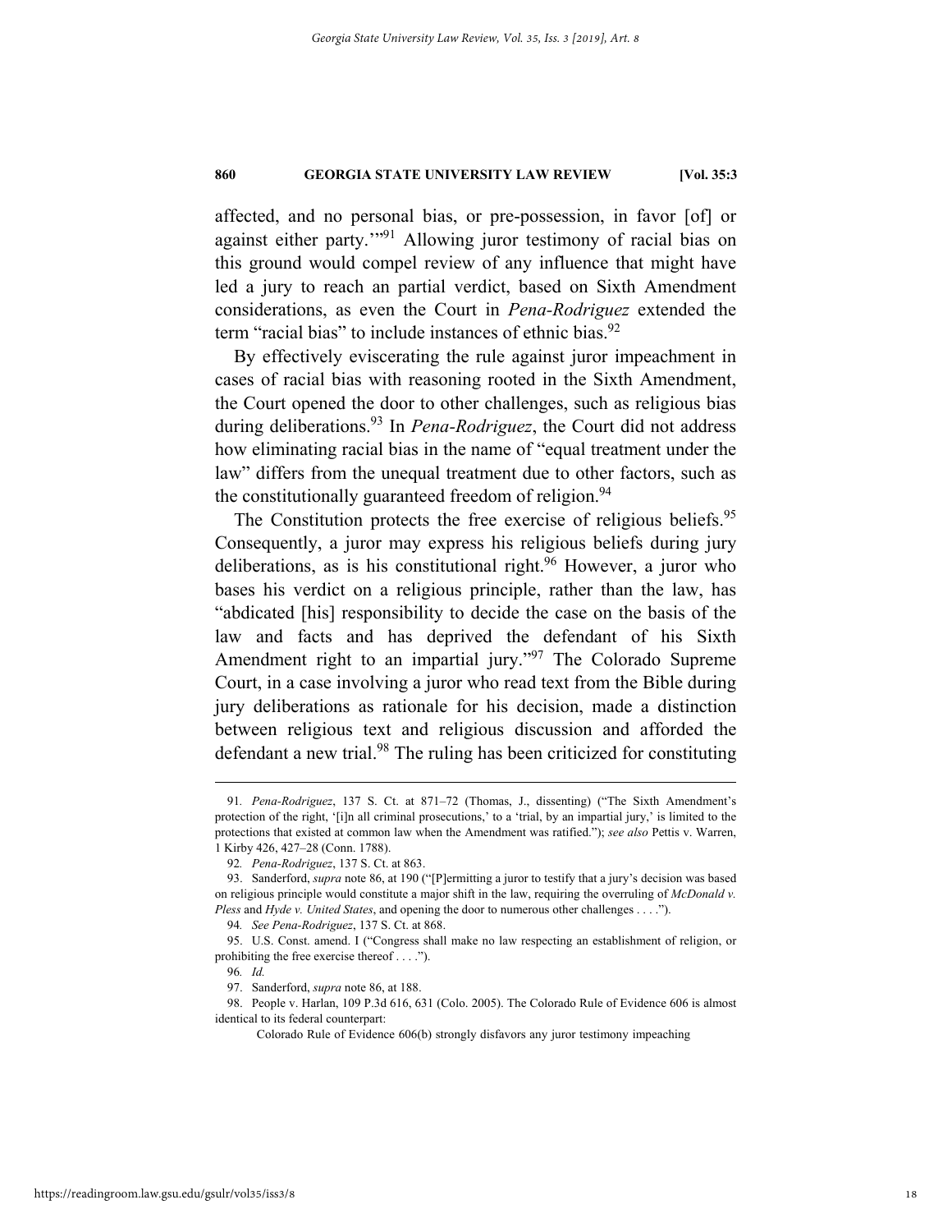affected, and no personal bias, or pre-possession, in favor [of] or against either party.'"[91] Allowing juror testimony of racial bias on this ground would compel review of any influence that might have led a jury to reach an partial verdict, based on Sixth Amendment considerations, as even the Court in *Pena-Rodriguez* extended the term "racial bias" to include instances of ethnic bias.[92]

By effectively eviscerating the rule against juror impeachment in cases of racial bias with reasoning rooted in the Sixth Amendment, the Court opened the door to other challenges, such as religious bias during deliberations.[93] In *Pena-Rodriguez*, the Court did not address how eliminating racial bias in the name of "equal treatment under the law" differs from the unequal treatment due to other factors, such as the constitutionally guaranteed freedom of religion.[94]

The Constitution protects the free exercise of religious beliefs.[95] Consequently, a juror may express his religious beliefs during jury deliberations, as is his constitutional right.[96] However, a juror who bases his verdict on a religious principle, rather than the law, has "abdicated [his] responsibility to decide the case on the basis of the law and facts and has deprived the defendant of his Sixth Amendment right to an impartial jury."[97] The Colorado Supreme Court, in a case involving a juror who read text from the Bible during jury deliberations as rationale for his decision, made a distinction between religious text and religious discussion and afforded the defendant a new trial.[98] The ruling has been criticized for constituting

---

91. *Pena-Rodriguez*, 137 S. Ct. at 871–72 (Thomas, J., dissenting) ("The Sixth Amendment's protection of the right, '[i]n all criminal prosecutions,' to a 'trial, by an impartial jury,' is limited to the protections that existed at common law when the Amendment was ratified."); *see also* Pettis v. Warren, 1 Kirby 426, 427–28 (Conn. 1788).

92. *Pena-Rodriguez*, 137 S. Ct. at 863.

93. Sanderford, *supra* note 86, at 190 ("[P]ermitting a juror to testify that a jury's decision was based on religious principle would constitute a major shift in the law, requiring the overruling of *McDonald v. Pless* and *Hyde v. United States*, and opening the door to numerous other challenges . . . .").

94. *See Pena-Rodriguez*, 137 S. Ct. at 868.

95. U.S. Const. amend. I ("Congress shall make no law respecting an establishment of religion, or prohibiting the free exercise thereof . . . .").

96. *Id.*

97. Sanderford, *supra* note 86, at 188.

98. People v. Harlan, 109 P.3d 616, 631 (Colo. 2005). The Colorado Rule of Evidence 606 is almost identical to its federal counterpart:

> Colorado Rule of Evidence 606(b) strongly disfavors any juror testimony impeaching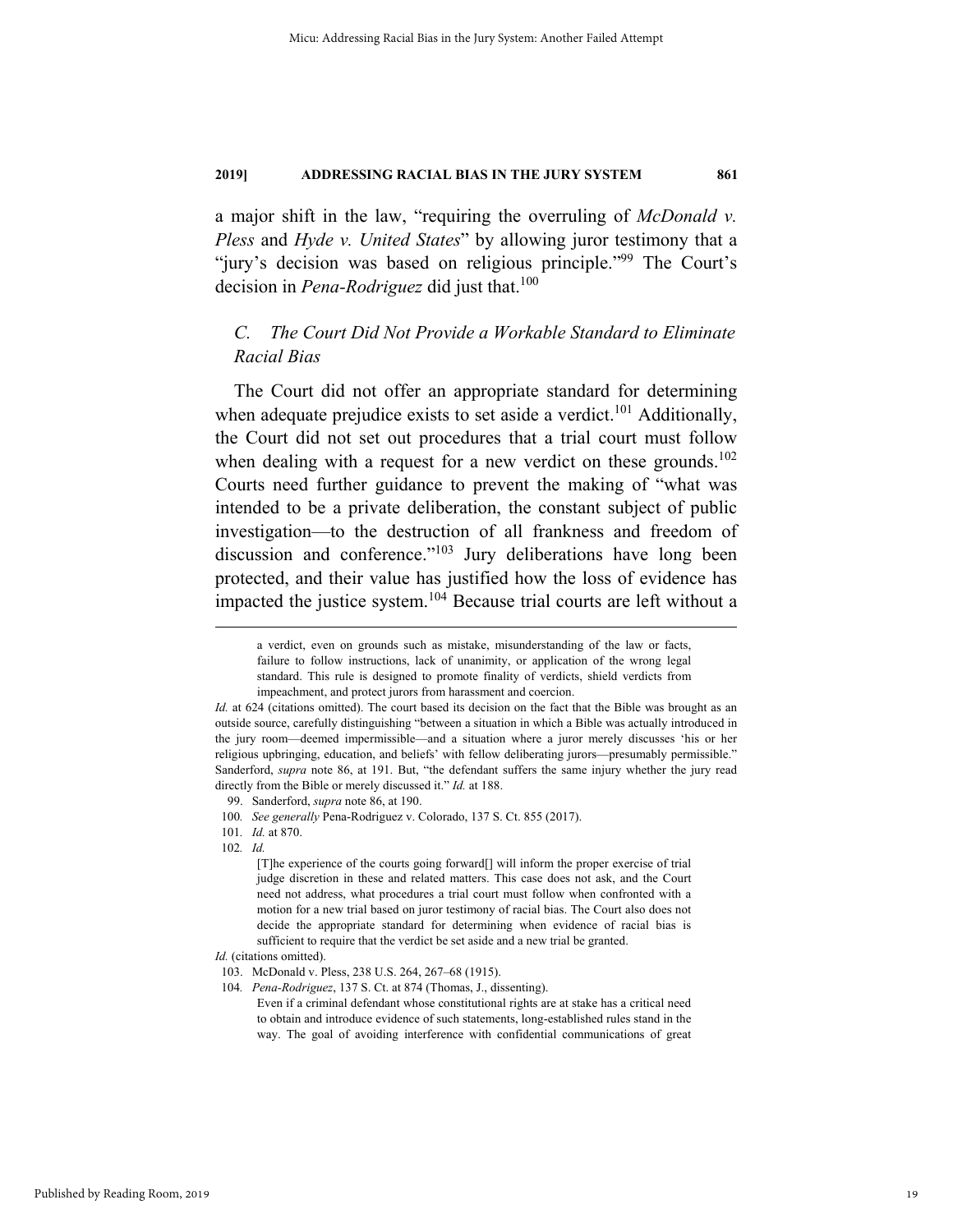a major shift in the law, "requiring the overruling of *McDonald v. Pless* and *Hyde v. United States*" by allowing juror testimony that a "jury's decision was based on religious principle."[99] The Court's decision in *Pena-Rodriguez* did just that.[100]

### *C. The Court Did Not Provide a Workable Standard to Eliminate Racial Bias*

The Court did not offer an appropriate standard for determining when adequate prejudice exists to set aside a verdict.[101] Additionally, the Court did not set out procedures that a trial court must follow when dealing with a request for a new verdict on these grounds.[102] Courts need further guidance to prevent the making of "what was intended to be a private deliberation, the constant subject of public investigation—to the destruction of all frankness and freedom of discussion and conference."[103] Jury deliberations have long been protected, and their value has justified how the loss of evidence has impacted the justice system.[104] Because trial courts are left without a

---

> a verdict, even on grounds such as mistake, misunderstanding of the law or facts, failure to follow instructions, lack of unanimity, or application of the wrong legal standard. This rule is designed to promote finality of verdicts, shield verdicts from impeachment, and protect jurors from harassment and coercion.

*Id.* at 624 (citations omitted). The court based its decision on the fact that the Bible was brought as an outside source, carefully distinguishing "between a situation in which a Bible was actually introduced in the jury room—deemed impermissible—and a situation where a juror merely discusses 'his or her religious upbringing, education, and beliefs' with fellow deliberating jurors—presumably permissible." Sanderford, *supra* note 86, at 191. But, "the defendant suffers the same injury whether the jury read directly from the Bible or merely discussed it." *Id.* at 188.

99. Sanderford, *supra* note 86, at 190.

100. *See generally* Pena-Rodriguez v. Colorado, 137 S. Ct. 855 (2017).

101. *Id.* at 870.

102. *Id.*

> [T]he experience of the courts going forward[] will inform the proper exercise of trial judge discretion in these and related matters. This case does not ask, and the Court need not address, what procedures a trial court must follow when confronted with a motion for a new trial based on juror testimony of racial bias. The Court also does not decide the appropriate standard for determining when evidence of racial bias is sufficient to require that the verdict be set aside and a new trial be granted.

*Id.* (citations omitted).

103. McDonald v. Pless, 238 U.S. 264, 267–68 (1915).

104. *Pena-Rodriguez*, 137 S. Ct. at 874 (Thomas, J., dissenting).

> Even if a criminal defendant whose constitutional rights are at stake has a critical need to obtain and introduce evidence of such statements, long-established rules stand in the way. The goal of avoiding interference with confidential communications of great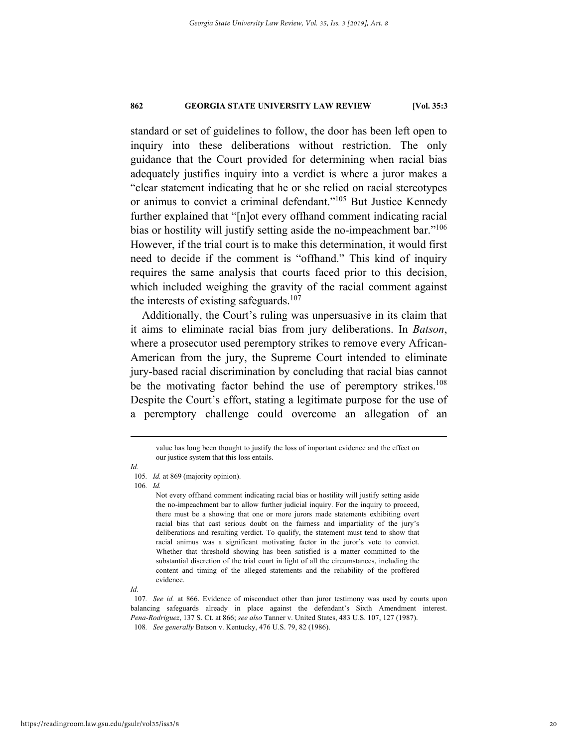standard or set of guidelines to follow, the door has been left open to inquiry into these deliberations without restriction. The only guidance that the Court provided for determining when racial bias adequately justifies inquiry into a verdict is where a juror makes a "clear statement indicating that he or she relied on racial stereotypes or animus to convict a criminal defendant."[105] But Justice Kennedy further explained that "[n]ot every offhand comment indicating racial bias or hostility will justify setting aside the no-impeachment bar."[106] However, if the trial court is to make this determination, it would first need to decide if the comment is "offhand." This kind of inquiry requires the same analysis that courts faced prior to this decision, which included weighing the gravity of the racial comment against the interests of existing safeguards.[107]

Additionally, the Court's ruling was unpersuasive in its claim that it aims to eliminate racial bias from jury deliberations. In *Batson*, where a prosecutor used peremptory strikes to remove every African-American from the jury, the Supreme Court intended to eliminate jury-based racial discrimination by concluding that racial bias cannot be the motivating factor behind the use of peremptory strikes.[108] Despite the Court's effort, stating a legitimate purpose for the use of a peremptory challenge could overcome an allegation of an

> value has long been thought to justify the loss of important evidence and the effect on our justice system that this loss entails.

*Id.*

105. *Id.* at 869 (majority opinion).

106. *Id.*

> Not every offhand comment indicating racial bias or hostility will justify setting aside the no-impeachment bar to allow further judicial inquiry. For the inquiry to proceed, there must be a showing that one or more jurors made statements exhibiting overt racial bias that cast serious doubt on the fairness and impartiality of the jury's deliberations and resulting verdict. To qualify, the statement must tend to show that racial animus was a significant motivating factor in the juror's vote to convict. Whether that threshold showing has been satisfied is a matter committed to the substantial discretion of the trial court in light of all the circumstances, including the content and timing of the alleged statements and the reliability of the proffered evidence.

*Id.*

107. *See id.* at 866. Evidence of misconduct other than juror testimony was used by courts upon balancing safeguards already in place against the defendant's Sixth Amendment interest. *Pena-Rodriguez*, 137 S. Ct. at 866; *see also* Tanner v. United States, 483 U.S. 107, 127 (1987).

108. *See generally* Batson v. Kentucky, 476 U.S. 79, 82 (1986).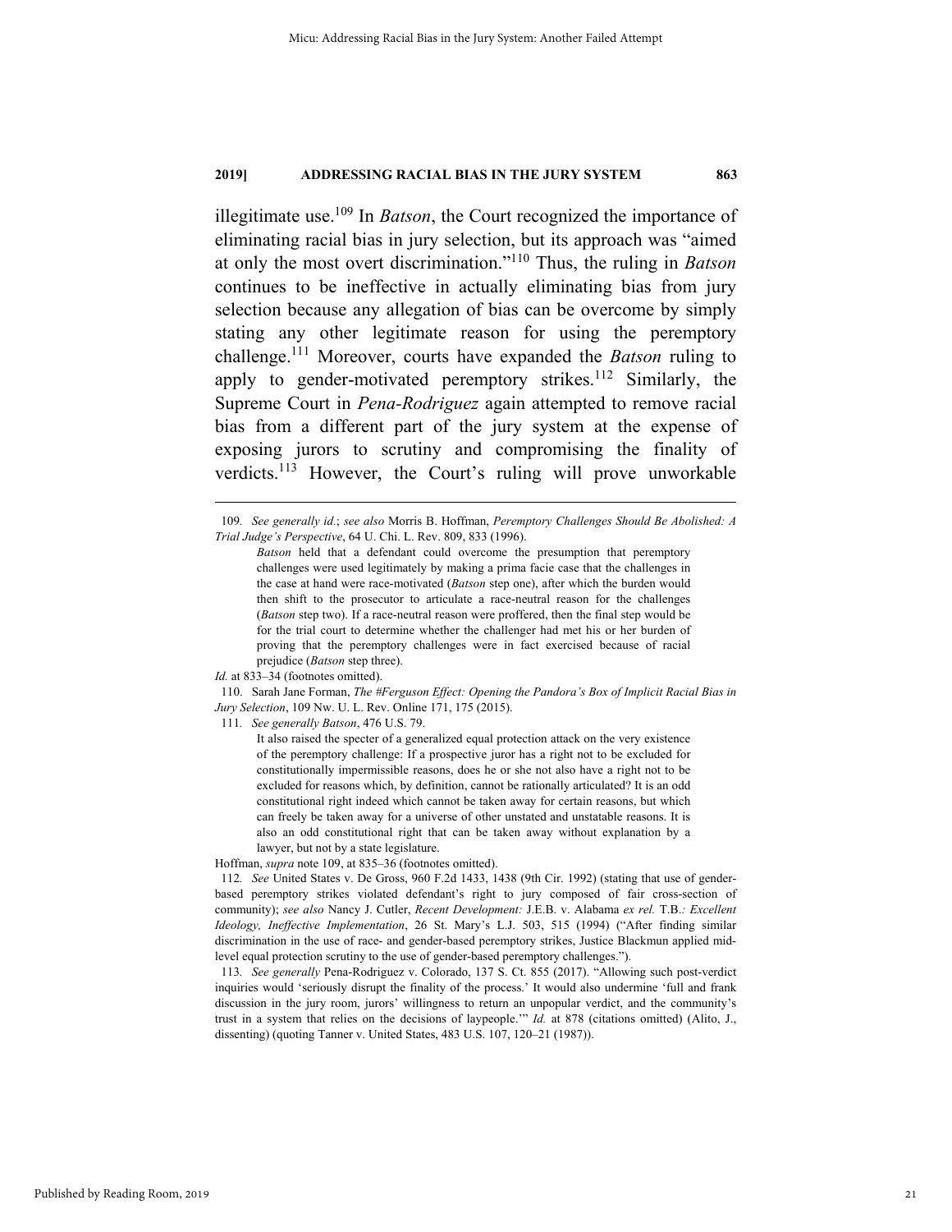illegitimate use.[109] In *Batson*, the Court recognized the importance of eliminating racial bias in jury selection, but its approach was "aimed at only the most overt discrimination."[110] Thus, the ruling in *Batson* continues to be ineffective in actually eliminating bias from jury selection because any allegation of bias can be overcome by simply stating any other legitimate reason for using the peremptory challenge.[111] Moreover, courts have expanded the *Batson* ruling to apply to gender-motivated peremptory strikes.[112] Similarly, the Supreme Court in *Pena-Rodriguez* again attempted to remove racial bias from a different part of the jury system at the expense of exposing jurors to scrutiny and compromising the finality of verdicts.[113] However, the Court's ruling will prove unworkable

---

109. *See generally id.*; *see also* Morris B. Hoffman, *Peremptory Challenges Should Be Abolished: A Trial Judge's Perspective*, 64 U. Chi. L. Rev. 809, 833 (1996).

> *Batson* held that a defendant could overcome the presumption that peremptory challenges were used legitimately by making a prima facie case that the challenges in the case at hand were race-motivated (*Batson* step one), after which the burden would then shift to the prosecutor to articulate a race-neutral reason for the challenges (*Batson* step two). If a race-neutral reason were proffered, then the final step would be for the trial court to determine whether the challenger had met his or her burden of proving that the peremptory challenges were in fact exercised because of racial prejudice (*Batson* step three).

*Id.* at 833–34 (footnotes omitted).

110. Sarah Jane Forman, *The #Ferguson Effect: Opening the Pandora's Box of Implicit Racial Bias in Jury Selection*, 109 Nw. U. L. Rev. Online 171, 175 (2015).

111. *See generally Batson*, 476 U.S. 79.

> It also raised the specter of a generalized equal protection attack on the very existence of the peremptory challenge: If a prospective juror has a right not to be excluded for constitutionally impermissible reasons, does he or she not also have a right not to be excluded for reasons which, by definition, cannot be rationally articulated? It is an odd constitutional right indeed which cannot be taken away for certain reasons, but which can freely be taken away for a universe of other unstated and unstatable reasons. It is also an odd constitutional right that can be taken away without explanation by a lawyer, but not by a state legislature.

Hoffman, *supra* note 109, at 835–36 (footnotes omitted).

112. *See* United States v. De Gross, 960 F.2d 1433, 1438 (9th Cir. 1992) (stating that use of gender-based peremptory strikes violated defendant's right to jury composed of fair cross-section of community); *see also* Nancy J. Cutler, *Recent Development:* J.E.B. v. Alabama *ex rel.* T.B.*: Excellent Ideology, Ineffective Implementation*, 26 St. Mary's L.J. 503, 515 (1994) ("After finding similar discrimination in the use of race- and gender-based peremptory strikes, Justice Blackmun applied mid-level equal protection scrutiny to the use of gender-based peremptory challenges.").

113. *See generally* Pena-Rodriguez v. Colorado, 137 S. Ct. 855 (2017). "Allowing such post-verdict inquiries would 'seriously disrupt the finality of the process.' It would also undermine 'full and frank discussion in the jury room, jurors' willingness to return an unpopular verdict, and the community's trust in a system that relies on the decisions of laypeople.'" *Id.* at 878 (citations omitted) (Alito, J., dissenting) (quoting Tanner v. United States, 483 U.S. 107, 120–21 (1987)).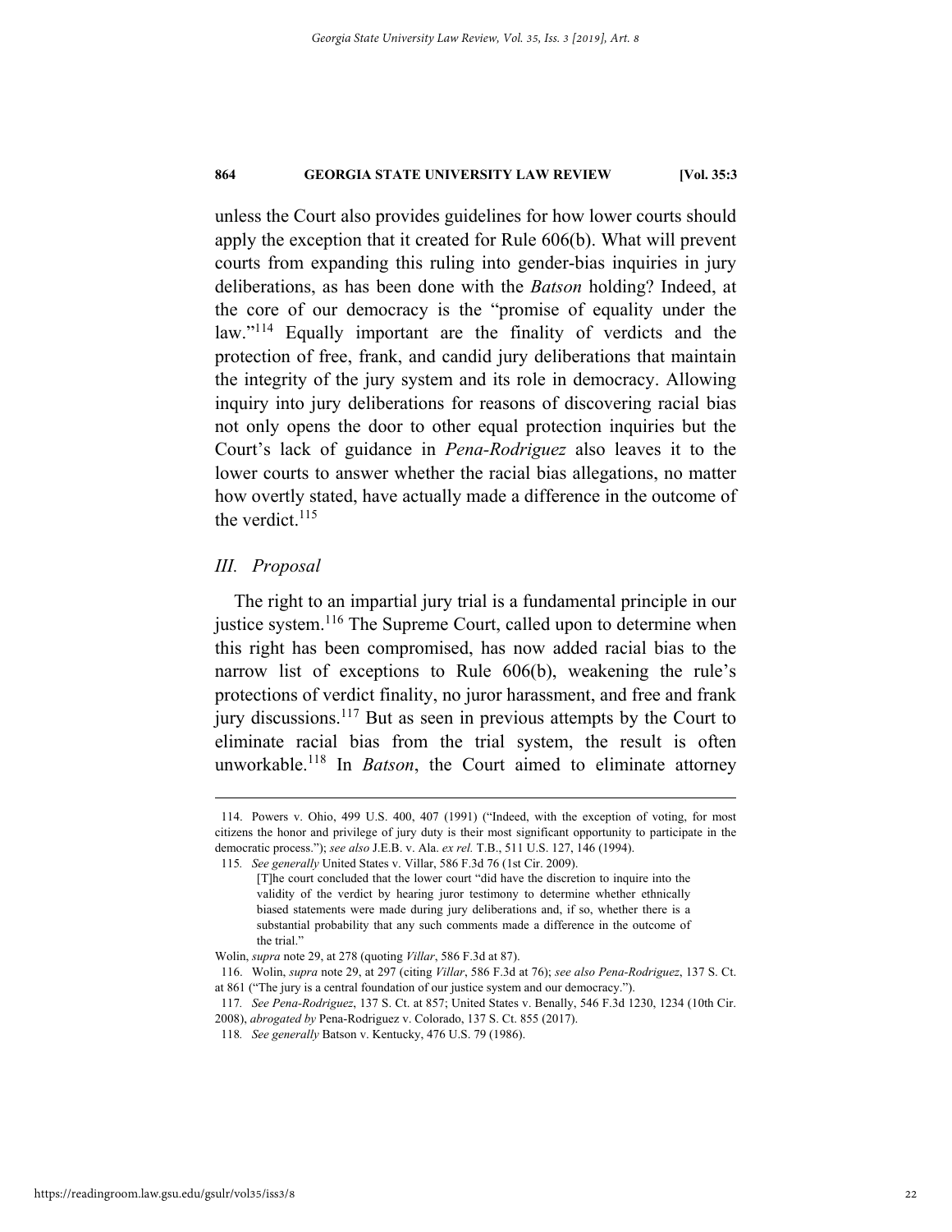unless the Court also provides guidelines for how lower courts should apply the exception that it created for Rule 606(b). What will prevent courts from expanding this ruling into gender-bias inquiries in jury deliberations, as has been done with the *Batson* holding? Indeed, at the core of our democracy is the "promise of equality under the law."[114] Equally important are the finality of verdicts and the protection of free, frank, and candid jury deliberations that maintain the integrity of the jury system and its role in democracy. Allowing inquiry into jury deliberations for reasons of discovering racial bias not only opens the door to other equal protection inquiries but the Court's lack of guidance in *Pena-Rodriguez* also leaves it to the lower courts to answer whether the racial bias allegations, no matter how overtly stated, have actually made a difference in the outcome of the verdict.[115]

### *III. Proposal*

The right to an impartial jury trial is a fundamental principle in our justice system.[116] The Supreme Court, called upon to determine when this right has been compromised, has now added racial bias to the narrow list of exceptions to Rule 606(b), weakening the rule's protections of verdict finality, no juror harassment, and free and frank jury discussions.[117] But as seen in previous attempts by the Court to eliminate racial bias from the trial system, the result is often unworkable.[118] In *Batson*, the Court aimed to eliminate attorney

---

114. Powers v. Ohio, 499 U.S. 400, 407 (1991) ("Indeed, with the exception of voting, for most citizens the honor and privilege of jury duty is their most significant opportunity to participate in the democratic process."); *see also* J.E.B. v. Ala. *ex rel.* T.B., 511 U.S. 127, 146 (1994).

115. *See generally* United States v. Villar, 586 F.3d 76 (1st Cir. 2009).

> [T]he court concluded that the lower court "did have the discretion to inquire into the validity of the verdict by hearing juror testimony to determine whether ethnically biased statements were made during jury deliberations and, if so, whether there is a substantial probability that any such comments made a difference in the outcome of the trial."

Wolin, *supra* note 29, at 278 (quoting *Villar*, 586 F.3d at 87).

116. Wolin, *supra* note 29, at 297 (citing *Villar*, 586 F.3d at 76); *see also Pena-Rodriguez*, 137 S. Ct. at 861 ("The jury is a central foundation of our justice system and our democracy.").

117. *See Pena-Rodriguez*, 137 S. Ct. at 857; United States v. Benally, 546 F.3d 1230, 1234 (10th Cir. 2008), *abrogated by* Pena-Rodriguez v. Colorado, 137 S. Ct. 855 (2017).

118. *See generally* Batson v. Kentucky, 476 U.S. 79 (1986).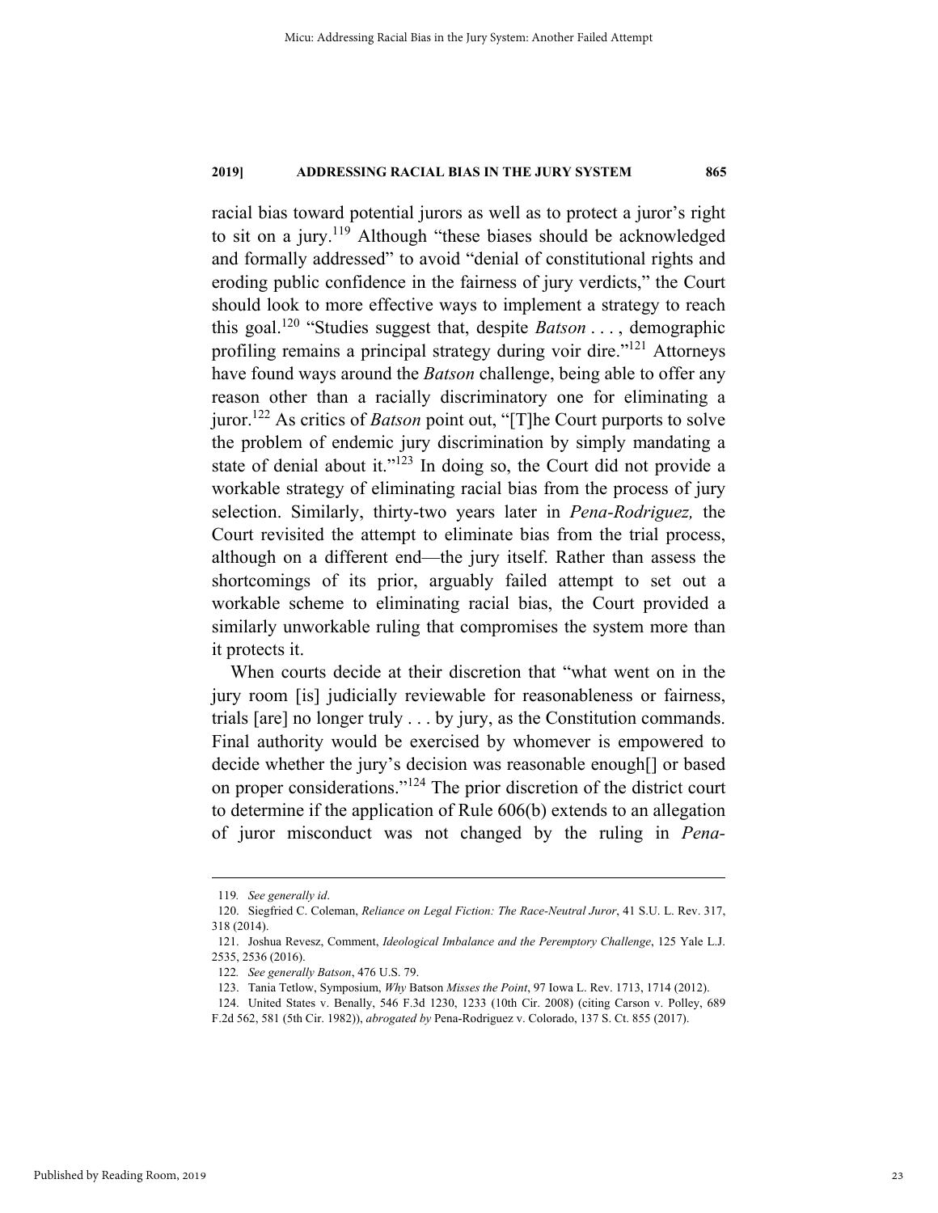racial bias toward potential jurors as well as to protect a juror's right to sit on a jury.[119] Although "these biases should be acknowledged and formally addressed" to avoid "denial of constitutional rights and eroding public confidence in the fairness of jury verdicts," the Court should look to more effective ways to implement a strategy to reach this goal.[120] "Studies suggest that, despite *Batson* . . . , demographic profiling remains a principal strategy during voir dire."[121] Attorneys have found ways around the *Batson* challenge, being able to offer any reason other than a racially discriminatory one for eliminating a juror.[122] As critics of *Batson* point out, "[T]he Court purports to solve the problem of endemic jury discrimination by simply mandating a state of denial about it."[123] In doing so, the Court did not provide a workable strategy of eliminating racial bias from the process of jury selection. Similarly, thirty-two years later in *Pena-Rodriguez,* the Court revisited the attempt to eliminate bias from the trial process, although on a different end—the jury itself. Rather than assess the shortcomings of its prior, arguably failed attempt to set out a workable scheme to eliminating racial bias, the Court provided a similarly unworkable ruling that compromises the system more than it protects it.

When courts decide at their discretion that "what went on in the jury room [is] judicially reviewable for reasonableness or fairness, trials [are] no longer truly . . . by jury, as the Constitution commands. Final authority would be exercised by whomever is empowered to decide whether the jury's decision was reasonable enough[] or based on proper considerations."[124] The prior discretion of the district court to determine if the application of Rule 606(b) extends to an allegation of juror misconduct was not changed by the ruling in *Pena-*

---

119. *See generally id*.

120. Siegfried C. Coleman, *Reliance on Legal Fiction: The Race-Neutral Juror*, 41 S.U. L. Rev. 317, 318 (2014).

121. Joshua Revesz, Comment, *Ideological Imbalance and the Peremptory Challenge*, 125 Yale L.J. 2535, 2536 (2016).

122. *See generally Batson*, 476 U.S. 79.

123. Tania Tetlow, Symposium, *Why* Batson *Misses the Point*, 97 Iowa L. Rev. 1713, 1714 (2012).

124. United States v. Benally, 546 F.3d 1230, 1233 (10th Cir. 2008) (citing Carson v. Polley, 689 F.2d 562, 581 (5th Cir. 1982)), *abrogated by* Pena-Rodriguez v. Colorado, 137 S. Ct. 855 (2017).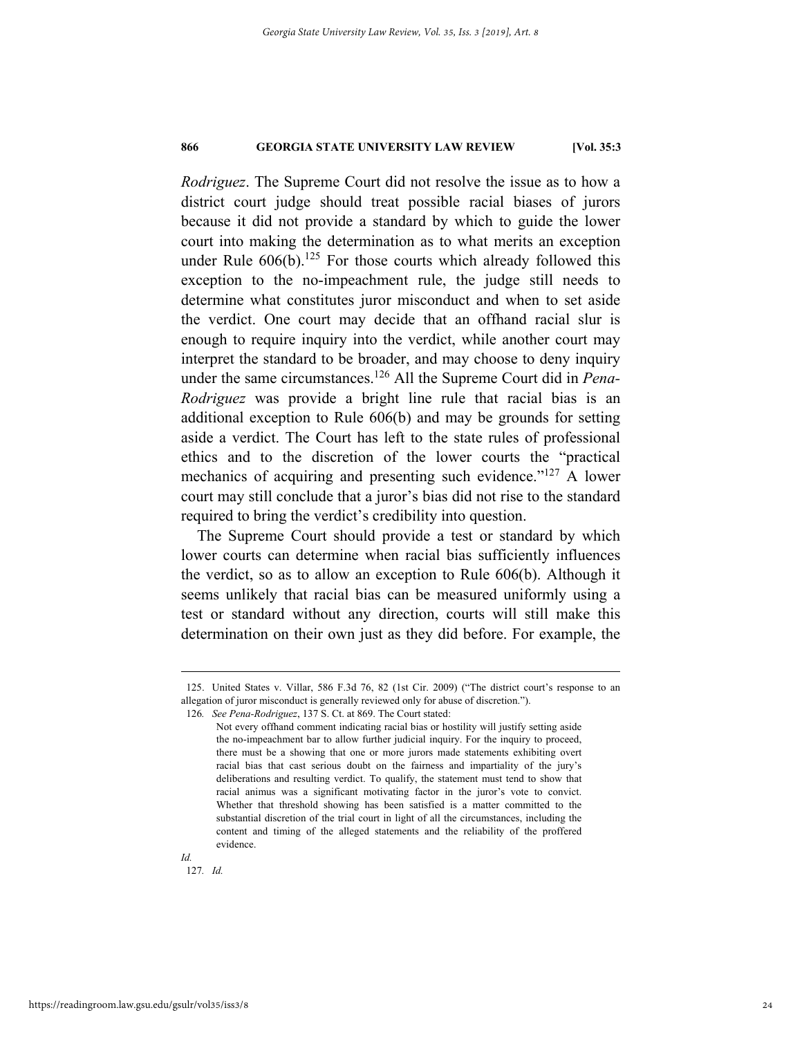*Rodriguez*. The Supreme Court did not resolve the issue as to how a district court judge should treat possible racial biases of jurors because it did not provide a standard by which to guide the lower court into making the determination as to what merits an exception under Rule 606(b).[125] For those courts which already followed this exception to the no-impeachment rule, the judge still needs to determine what constitutes juror misconduct and when to set aside the verdict. One court may decide that an offhand racial slur is enough to require inquiry into the verdict, while another court may interpret the standard to be broader, and may choose to deny inquiry under the same circumstances.[126] All the Supreme Court did in *Pena-Rodriguez* was provide a bright line rule that racial bias is an additional exception to Rule 606(b) and may be grounds for setting aside a verdict. The Court has left to the state rules of professional ethics and to the discretion of the lower courts the "practical mechanics of acquiring and presenting such evidence."[127] A lower court may still conclude that a juror's bias did not rise to the standard required to bring the verdict's credibility into question.

The Supreme Court should provide a test or standard by which lower courts can determine when racial bias sufficiently influences the verdict, so as to allow an exception to Rule 606(b). Although it seems unlikely that racial bias can be measured uniformly using a test or standard without any direction, courts will still make this determination on their own just as they did before. For example, the

---

125. United States v. Villar, 586 F.3d 76, 82 (1st Cir. 2009) ("The district court's response to an allegation of juror misconduct is generally reviewed only for abuse of discretion.").

126. *See Pena-Rodriguez*, 137 S. Ct. at 869. The Court stated:

> Not every offhand comment indicating racial bias or hostility will justify setting aside the no-impeachment bar to allow further judicial inquiry. For the inquiry to proceed, there must be a showing that one or more jurors made statements exhibiting overt racial bias that cast serious doubt on the fairness and impartiality of the jury's deliberations and resulting verdict. To qualify, the statement must tend to show that racial animus was a significant motivating factor in the juror's vote to convict. Whether that threshold showing has been satisfied is a matter committed to the substantial discretion of the trial court in light of all the circumstances, including the content and timing of the alleged statements and the reliability of the proffered evidence.

*Id.*

127. *Id.*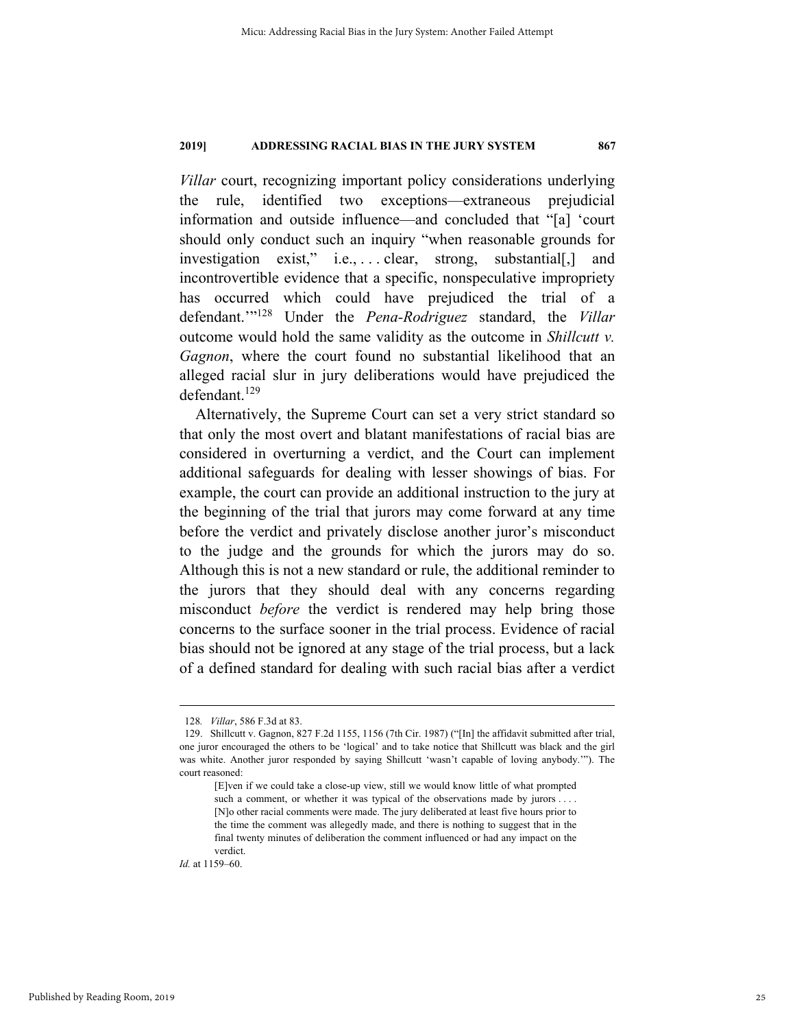*Villar* court, recognizing important policy considerations underlying the rule, identified two exceptions—extraneous prejudicial information and outside influence—and concluded that "[a] 'court should only conduct such an inquiry "when reasonable grounds for investigation exist," i.e., . . . clear, strong, substantial[,] and incontrovertible evidence that a specific, nonspeculative impropriety has occurred which could have prejudiced the trial of a defendant.'"[128] Under the *Pena-Rodriguez* standard, the *Villar* outcome would hold the same validity as the outcome in *Shillcutt v. Gagnon*, where the court found no substantial likelihood that an alleged racial slur in jury deliberations would have prejudiced the defendant.[129]

Alternatively, the Supreme Court can set a very strict standard so that only the most overt and blatant manifestations of racial bias are considered in overturning a verdict, and the Court can implement additional safeguards for dealing with lesser showings of bias. For example, the court can provide an additional instruction to the jury at the beginning of the trial that jurors may come forward at any time before the verdict and privately disclose another juror's misconduct to the judge and the grounds for which the jurors may do so. Although this is not a new standard or rule, the additional reminder to the jurors that they should deal with any concerns regarding misconduct *before* the verdict is rendered may help bring those concerns to the surface sooner in the trial process. Evidence of racial bias should not be ignored at any stage of the trial process, but a lack of a defined standard for dealing with such racial bias after a verdict

---

128. *Villar*, 586 F.3d at 83.

129. Shillcutt v. Gagnon, 827 F.2d 1155, 1156 (7th Cir. 1987) ("[In] the affidavit submitted after trial, one juror encouraged the others to be 'logical' and to take notice that Shillcutt was black and the girl was white. Another juror responded by saying Shillcutt 'wasn't capable of loving anybody.'"). The court reasoned:

> [E]ven if we could take a close-up view, still we would know little of what prompted such a comment, or whether it was typical of the observations made by jurors . . . . [N]o other racial comments were made. The jury deliberated at least five hours prior to the time the comment was allegedly made, and there is nothing to suggest that in the final twenty minutes of deliberation the comment influenced or had any impact on the verdict.

*Id.* at 1159–60.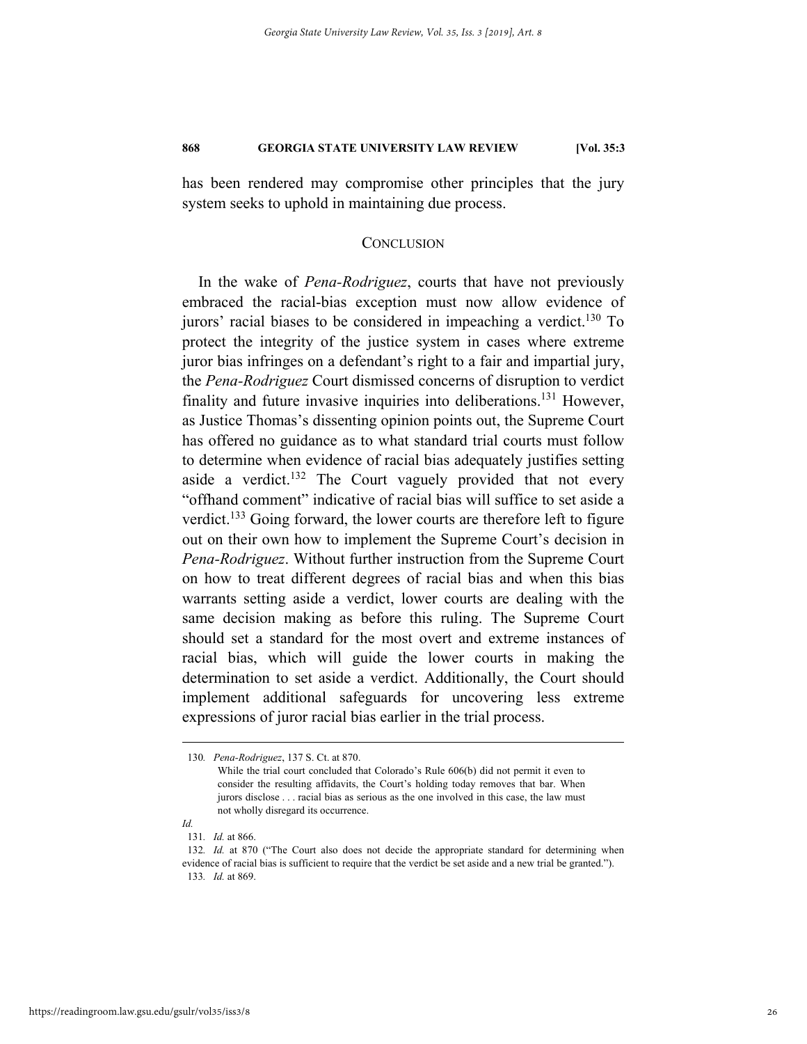has been rendered may compromise other principles that the jury system seeks to uphold in maintaining due process.

## CONCLUSION

In the wake of *Pena-Rodriguez*, courts that have not previously embraced the racial-bias exception must now allow evidence of jurors' racial biases to be considered in impeaching a verdict.[130] To protect the integrity of the justice system in cases where extreme juror bias infringes on a defendant's right to a fair and impartial jury, the *Pena-Rodriguez* Court dismissed concerns of disruption to verdict finality and future invasive inquiries into deliberations.[131] However, as Justice Thomas's dissenting opinion points out, the Supreme Court has offered no guidance as to what standard trial courts must follow to determine when evidence of racial bias adequately justifies setting aside a verdict.[132] The Court vaguely provided that not every "offhand comment" indicative of racial bias will suffice to set aside a verdict.[133] Going forward, the lower courts are therefore left to figure out on their own how to implement the Supreme Court's decision in *Pena-Rodriguez*. Without further instruction from the Supreme Court on how to treat different degrees of racial bias and when this bias warrants setting aside a verdict, lower courts are dealing with the same decision making as before this ruling. The Supreme Court should set a standard for the most overt and extreme instances of racial bias, which will guide the lower courts in making the determination to set aside a verdict. Additionally, the Court should implement additional safeguards for uncovering less extreme expressions of juror racial bias earlier in the trial process.

---

130. *Pena-Rodriguez*, 137 S. Ct. at 870.

> While the trial court concluded that Colorado's Rule 606(b) did not permit it even to consider the resulting affidavits, the Court's holding today removes that bar. When jurors disclose . . . racial bias as serious as the one involved in this case, the law must not wholly disregard its occurrence.

*Id.*

131. *Id.* at 866.

132. *Id.* at 870 ("The Court also does not decide the appropriate standard for determining when evidence of racial bias is sufficient to require that the verdict be set aside and a new trial be granted.").

133. *Id.* at 869.